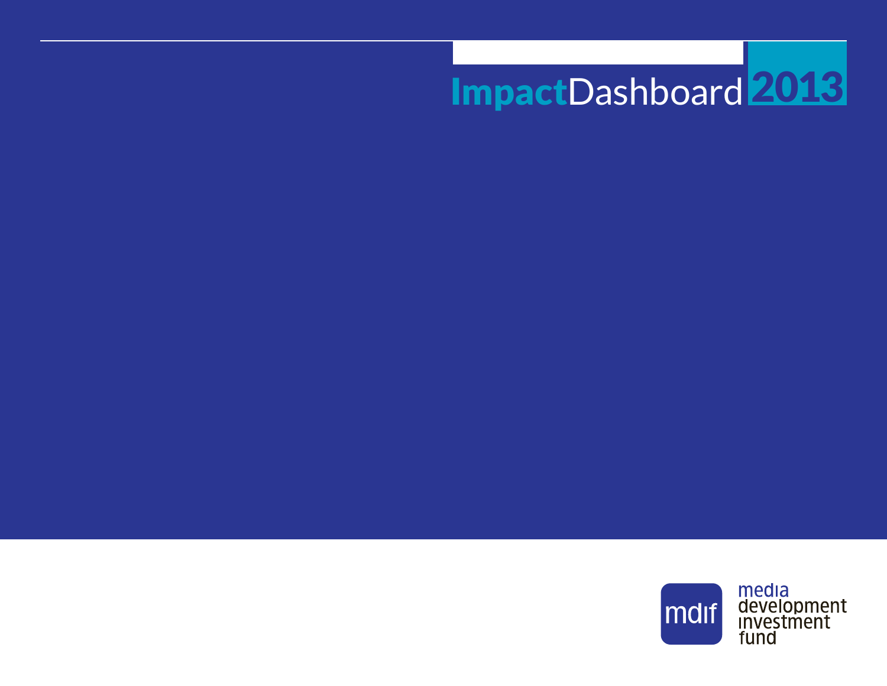# ImpactDashboard 2013

mdif

media development investment fund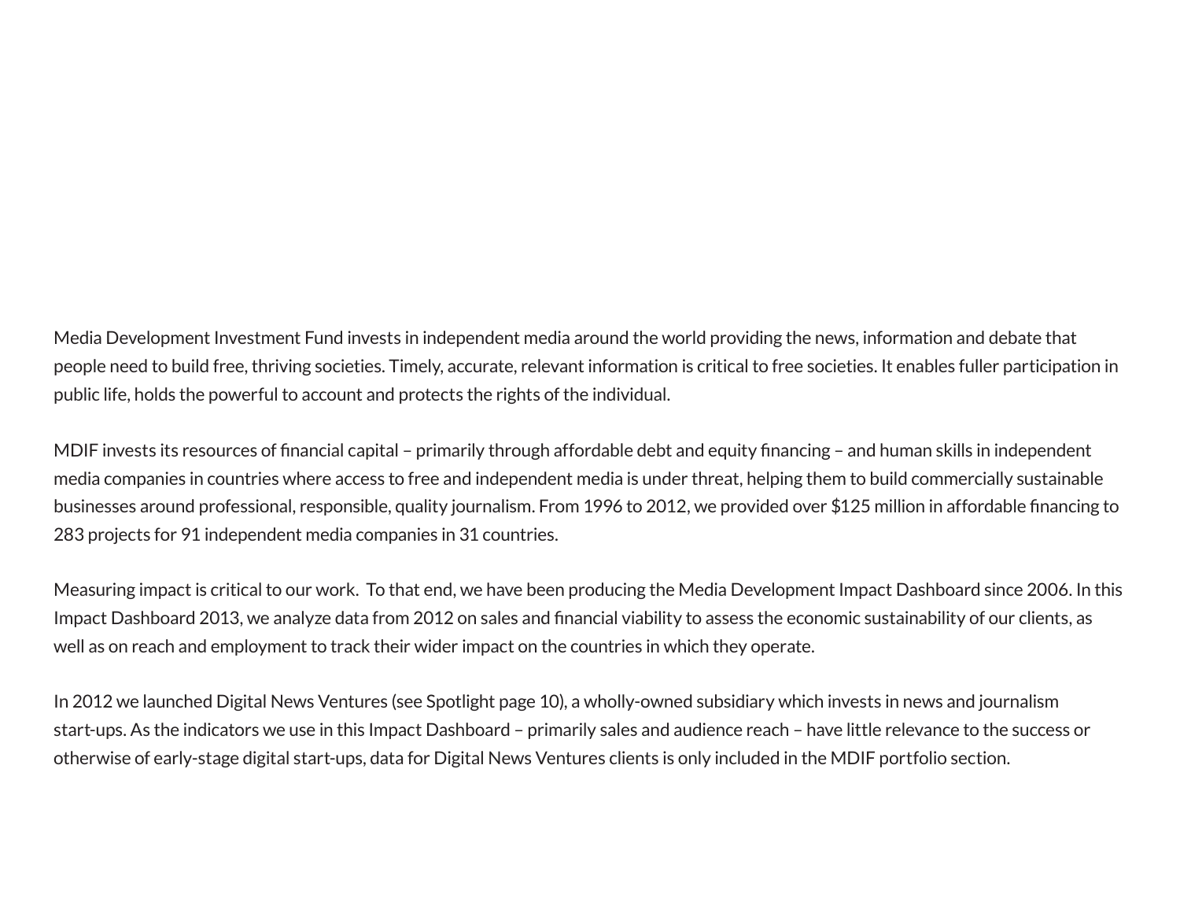Media Development Investment Fund invests in independent media around the world providing the news, information and debate that people need to build free, thriving societies. Timely, accurate, relevant information is critical to free societies. It enables fuller participation in public life, holds the powerful to account and protects the rights of the individual.

MDIF invests its resources of financial capital – primarily through affordable debt and equity financing – and human skills in independent media companies in countries where access to free and independent media is under threat, helping them to build commercially sustainable businesses around professional, responsible, quality journalism. From 1996 to 2012, we provided over $125 million in affordable financing to 283 projects for 91 independent media companies in 31 countries.

Measuring impact is critical to our work. To that end, we have been producing the Media Development Impact Dashboard since 2006. In this Impact Dashboard 2013, we analyze data from 2012 on sales and financial viability to assess the economic sustainability of our clients, as well as on reach and employment to track their wider impact on the countries in which they operate.

In 2012 we launched Digital News Ventures (see Spotlight page 10), a wholly-owned subsidiary which invests in news and journalism start-ups. As the indicators we use in this Impact Dashboard – primarily sales and audience reach – have little relevance to the success or otherwise of early-stage digital start-ups, data for Digital News Ventures clients is only included in the MDIF portfolio section.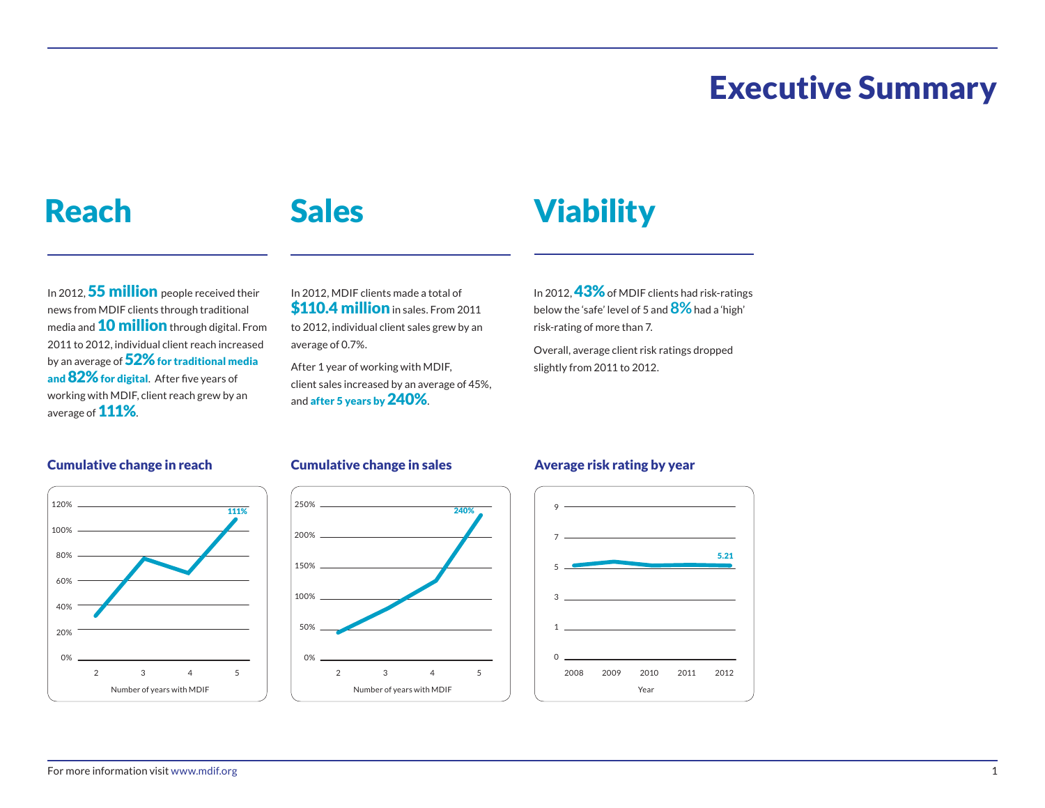# Executive Summary

## Reach

In 2012, **55 million** people received their news from MDIF clients through traditional media and **10 million** through digital. From 2011 to 2012, individual client reach increased by an average of **52% for traditional media and 82% for digital**. After five years of working with MDIF, client reach grew by an average of **111%**.

### Cumulative change in reach

## Sales

In 2012, MDIF clients made a total of **$110.4 million** in sales. From 2011 to 2012, individual client sales grew by an average of 0.7%.

After 1 year of working with MDIF, client sales increased by an average of 45%, and **after 5 years by 240%**.

### Cumulative change in sales

## Viability

In 2012, **43%** of MDIF clients had risk-ratings below the 'safe' level of 5 and **8%** had a 'high' risk-rating of more than 7.

Overall, average client risk ratings dropped slightly from 2011 to 2012.

### Average risk rating by year

For more information visit www.mdif.org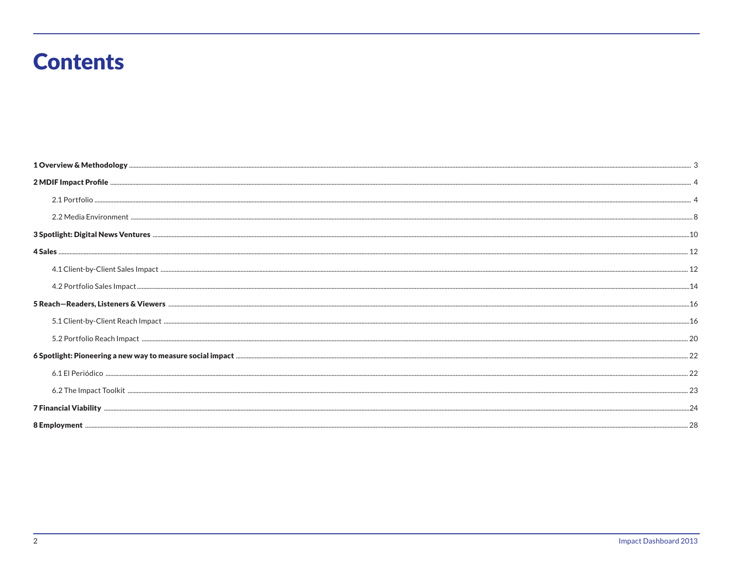# Contents

**1 Overview & Methodology** ........ 3

**2 MDIF Impact Profile** ........ 4

- 2.1 Portfolio ........ 4
- 2.2 Media Environment ........ 8

**3 Spotlight: Digital News Ventures** ........ 10

**4 Sales** ........ 12

- 4.1 Client-by-Client Sales Impact ........ 12
- 4.2 Portfolio Sales Impact ........ 14

**5 Reach—Readers, Listeners & Viewers** ........ 16

- 5.1 Client-by-Client Reach Impact ........ 16
- 5.2 Portfolio Reach Impact ........ 20

**6 Spotlight: Pioneering a new way to measure social impact** ........ 22

- 6.1 El Periódico ........ 22
- 6.2 The Impact Toolkit ........ 23

**7 Financial Viability** ........ 24

**8 Employment** ........ 28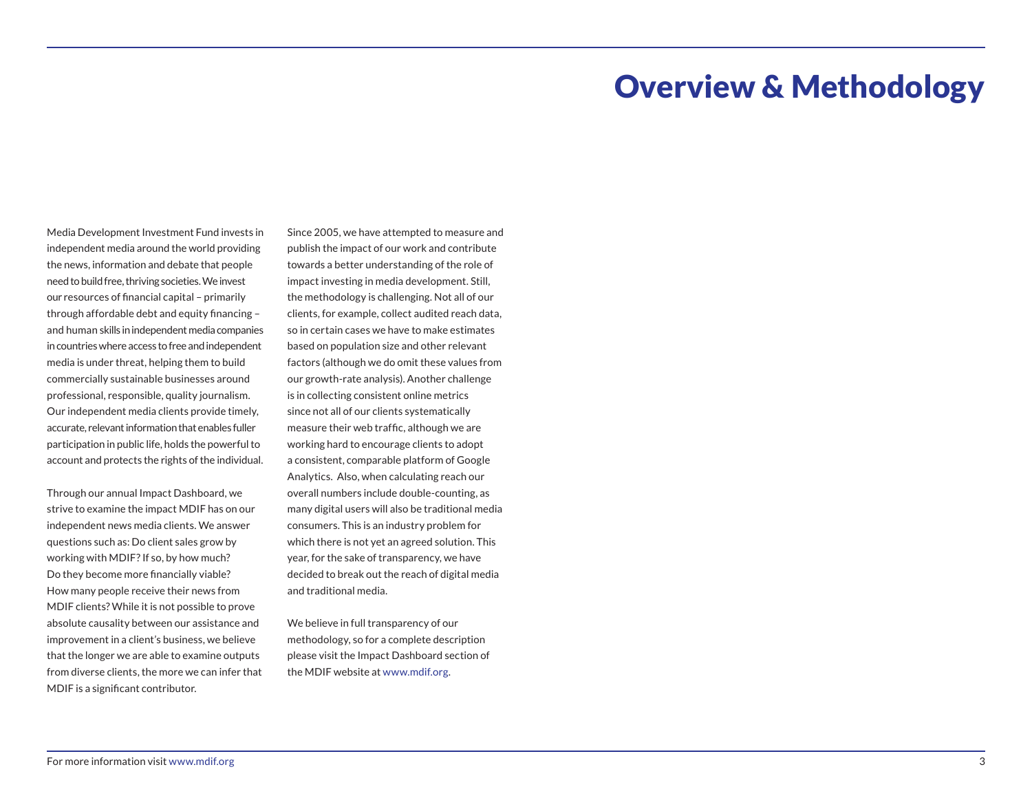# Overview & Methodology

Media Development Investment Fund invests in independent media around the world providing the news, information and debate that people need to build free, thriving societies. We invest our resources of financial capital – primarily through affordable debt and equity financing – and human skills in independent media companies in countries where access to free and independent media is under threat, helping them to build commercially sustainable businesses around professional, responsible, quality journalism. Our independent media clients provide timely, accurate, relevant information that enables fuller participation in public life, holds the powerful to account and protects the rights of the individual.

Through our annual Impact Dashboard, we strive to examine the impact MDIF has on our independent news media clients. We answer questions such as: Do client sales grow by working with MDIF? If so, by how much? Do they become more financially viable? How many people receive their news from MDIF clients? While it is not possible to prove absolute causality between our assistance and improvement in a client's business, we believe that the longer we are able to examine outputs from diverse clients, the more we can infer that MDIF is a significant contributor.

Since 2005, we have attempted to measure and publish the impact of our work and contribute towards a better understanding of the role of impact investing in media development. Still, the methodology is challenging. Not all of our clients, for example, collect audited reach data, so in certain cases we have to make estimates based on population size and other relevant factors (although we do omit these values from our growth-rate analysis). Another challenge is in collecting consistent online metrics since not all of our clients systematically measure their web traffic, although we are working hard to encourage clients to adopt a consistent, comparable platform of Google Analytics. Also, when calculating reach our overall numbers include double-counting, as many digital users will also be traditional media consumers. This is an industry problem for which there is not yet an agreed solution. This year, for the sake of transparency, we have decided to break out the reach of digital media and traditional media.

We believe in full transparency of our methodology, so for a complete description please visit the Impact Dashboard section of the MDIF website at www.mdif.org.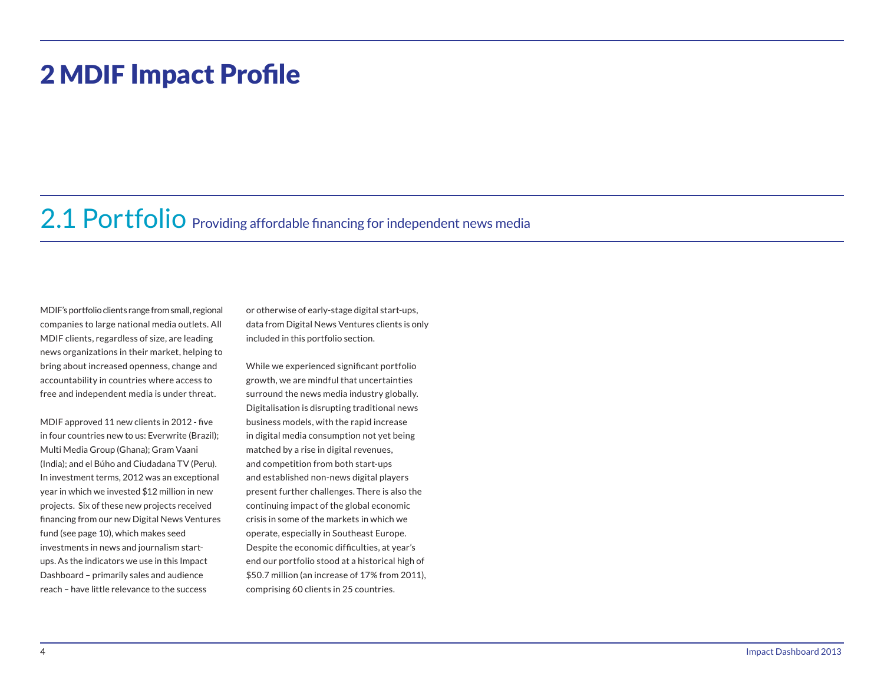# 2 MDIF Impact Profile

## 2.1 Portfolio Providing affordable financing for independent news media

MDIF's portfolio clients range from small, regional companies to large national media outlets. All MDIF clients, regardless of size, are leading news organizations in their market, helping to bring about increased openness, change and accountability in countries where access to free and independent media is under threat.

MDIF approved 11 new clients in 2012 - five in four countries new to us: Everwrite (Brazil); Multi Media Group (Ghana); Gram Vaani (India); and el Búho and Ciudadana TV (Peru). In investment terms, 2012 was an exceptional year in which we invested $12 million in new projects. Six of these new projects received financing from our new Digital News Ventures fund (see page 10), which makes seed investments in news and journalism start-ups. As the indicators we use in this Impact Dashboard – primarily sales and audience reach – have little relevance to the success or otherwise of early-stage digital start-ups, data from Digital News Ventures clients is only included in this portfolio section.

While we experienced significant portfolio growth, we are mindful that uncertainties surround the news media industry globally. Digitalisation is disrupting traditional news business models, with the rapid increase in digital media consumption not yet being matched by a rise in digital revenues, and competition from both start-ups and established non-news digital players present further challenges. There is also the continuing impact of the global economic crisis in some of the markets in which we operate, especially in Southeast Europe. Despite the economic difficulties, at year's end our portfolio stood at a historical high of $50.7 million (an increase of 17% from 2011), comprising 60 clients in 25 countries.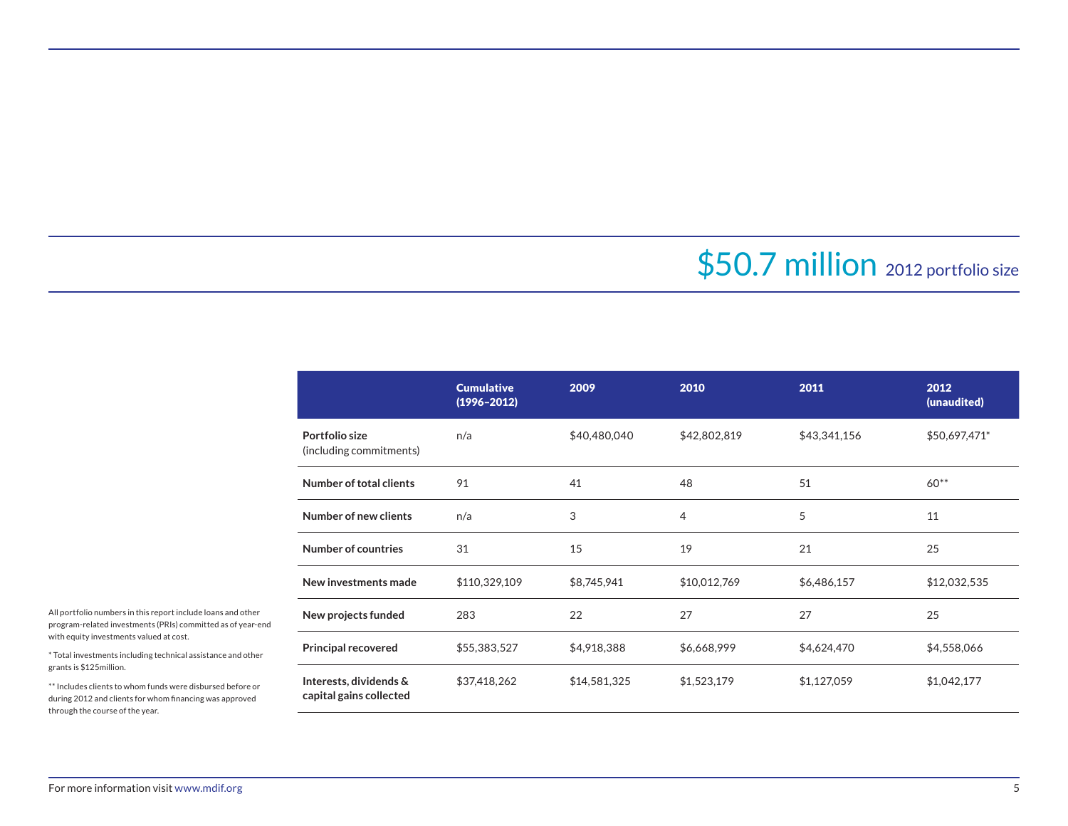## $50.7 million 2012 portfolio size

| | Cumulative (1996–2012) | 2009 | 2010 | 2011 | 2012 (unaudited) |
|---|---|---|---|---|---|
| **Portfolio size** (including commitments) | n/a | $40,480,040 | $42,802,819 | $43,341,156 | $50,697,471* |
| **Number of total clients** | 91 | 41 | 48 | 51 | 60** |
| **Number of new clients** | n/a | 3 | 4 | 5 | 11 |
| **Number of countries** | 31 | 15 | 19 | 21 | 25 |
| **New investments made** | $110,329,109 | $8,745,941 | $10,012,769 | $6,486,157 | $12,032,535 |
| **New projects funded** | 283 | 22 | 27 | 27 | 25 |
| **Principal recovered** | $55,383,527 | $4,918,388 | $6,668,999 | $4,624,470 | $4,558,066 |
| **Interests, dividends & capital gains collected** | $37,418,262 | $14,581,325 | $1,523,179 | $1,127,059 | $1,042,177 |

All portfolio numbers in this report include loans and other program-related investments (PRIs) committed as of year-end with equity investments valued at cost.

* Total investments including technical assistance and other grants is $125million.

** Includes clients to whom funds were disbursed before or during 2012 and clients for whom financing was approved through the course of the year.

For more information visit www.mdif.org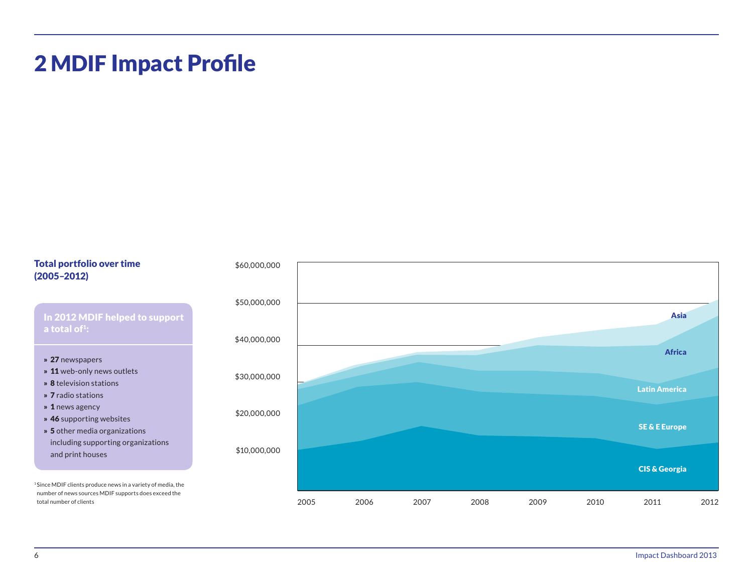# 2 MDIF Impact Profile

**Total portfolio over time (2005–2012)**

**In 2012 MDIF helped to support a total of[1]:**

- **27** newspapers
- **11** web-only news outlets
- **8** television stations
- **7** radio stations
- **1** news agency
- **46** supporting websites
- **5** other media organizations including supporting organizations and print houses

[1] Since MDIF clients produce news in a variety of media, the number of news sources MDIF supports does exceed the total number of clients

$60,000,000
$50,000,000
$40,000,000
$30,000,000
$20,000,000
$10,000,000

2005 2006 2007 2008 2009 2010 2011 2012

Asia
Africa
Latin America
SE & E Europe
CIS & Georgia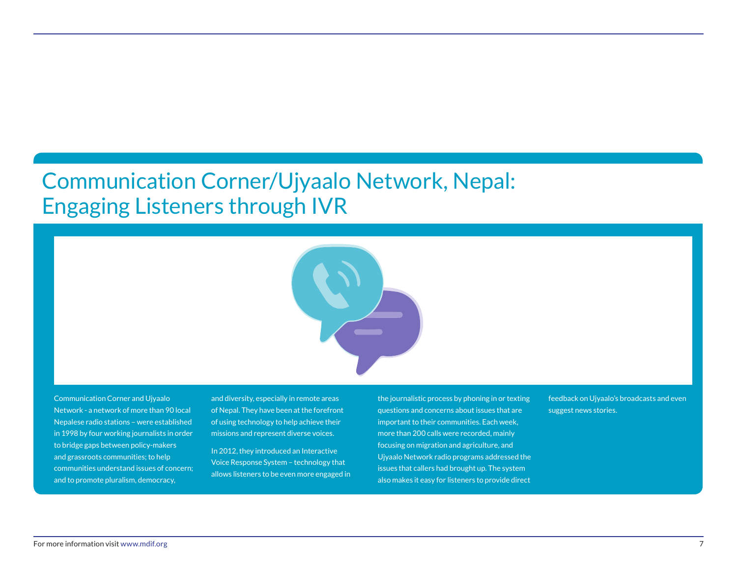# Communication Corner/Ujyaalo Network, Nepal: Engaging Listeners through IVR

Communication Corner and Ujyaalo Network - a network of more than 90 local Nepalese radio stations – were established in 1998 by four working journalists in order to bridge gaps between policy-makers and grassroots communities; to help communities understand issues of concern; and to promote pluralism, democracy, and diversity, especially in remote areas of Nepal. They have been at the forefront of using technology to help achieve their missions and represent diverse voices.

In 2012, they introduced an Interactive Voice Response System – technology that allows listeners to be even more engaged in the journalistic process by phoning in or texting questions and concerns about issues that are important to their communities. Each week, more than 200 calls were recorded, mainly focusing on migration and agriculture, and Ujyaalo Network radio programs addressed the issues that callers had brought up. The system also makes it easy for listeners to provide direct feedback on Ujyaalo's broadcasts and even suggest news stories.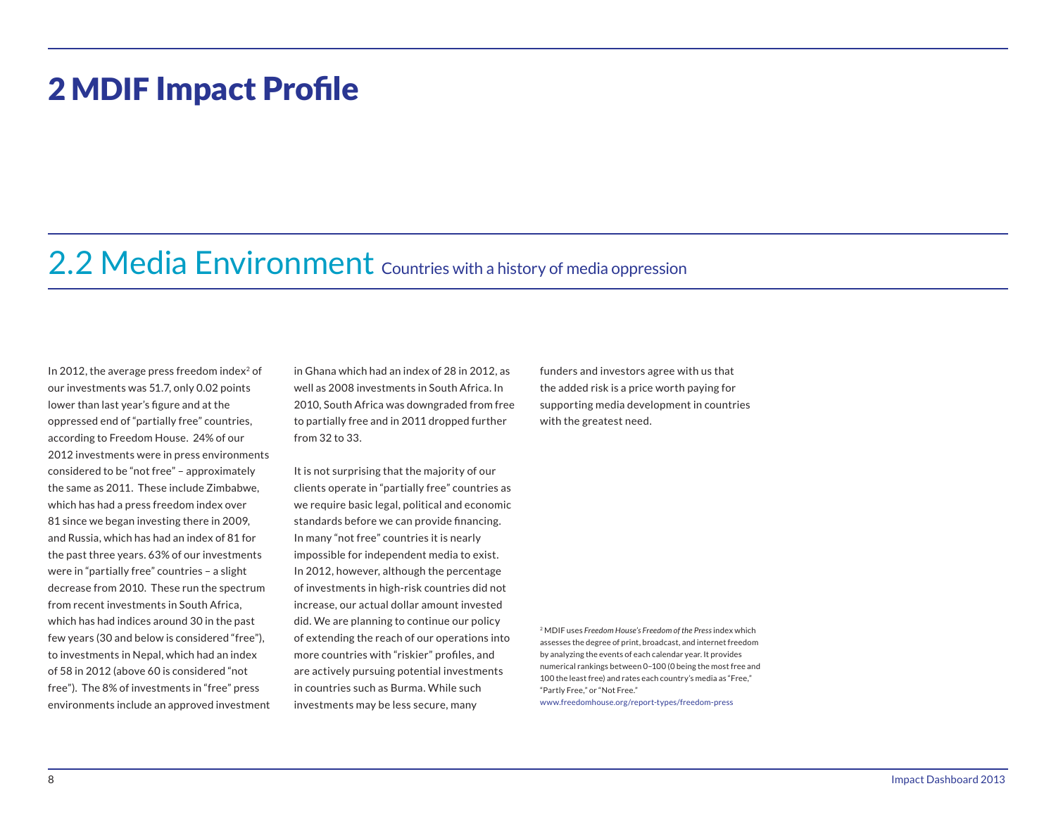# 2 MDIF Impact Profile

## 2.2 Media Environment Countries with a history of media oppression

In 2012, the average press freedom index[2] of our investments was 51.7, only 0.02 points lower than last year's figure and at the oppressed end of "partially free" countries, according to Freedom House. 24% of our 2012 investments were in press environments considered to be "not free" – approximately the same as 2011. These include Zimbabwe, which has had a press freedom index over 81 since we began investing there in 2009, and Russia, which has had an index of 81 for the past three years. 63% of our investments were in "partially free" countries – a slight decrease from 2010. These run the spectrum from recent investments in South Africa, which has had indices around 30 in the past few years (30 and below is considered "free"), to investments in Nepal, which had an index of 58 in 2012 (above 60 is considered "not free"). The 8% of investments in "free" press environments include an approved investment in Ghana which had an index of 28 in 2012, as well as 2008 investments in South Africa. In 2010, South Africa was downgraded from free to partially free and in 2011 dropped further from 32 to 33.

It is not surprising that the majority of our clients operate in "partially free" countries as we require basic legal, political and economic standards before we can provide financing. In many "not free" countries it is nearly impossible for independent media to exist. In 2012, however, although the percentage of investments in high-risk countries did not increase, our actual dollar amount invested did. We are planning to continue our policy of extending the reach of our operations into more countries with "riskier" profiles, and are actively pursuing potential investments in countries such as Burma. While such investments may be less secure, many funders and investors agree with us that the added risk is a price worth paying for supporting media development in countries with the greatest need.

[2] MDIF uses *Freedom House's Freedom of the Press* index which assesses the degree of print, broadcast, and internet freedom by analyzing the events of each calendar year. It provides numerical rankings between 0–100 (0 being the most free and 100 the least free) and rates each country's media as "Free," "Partly Free," or "Not Free."
www.freedomhouse.org/report-types/freedom-press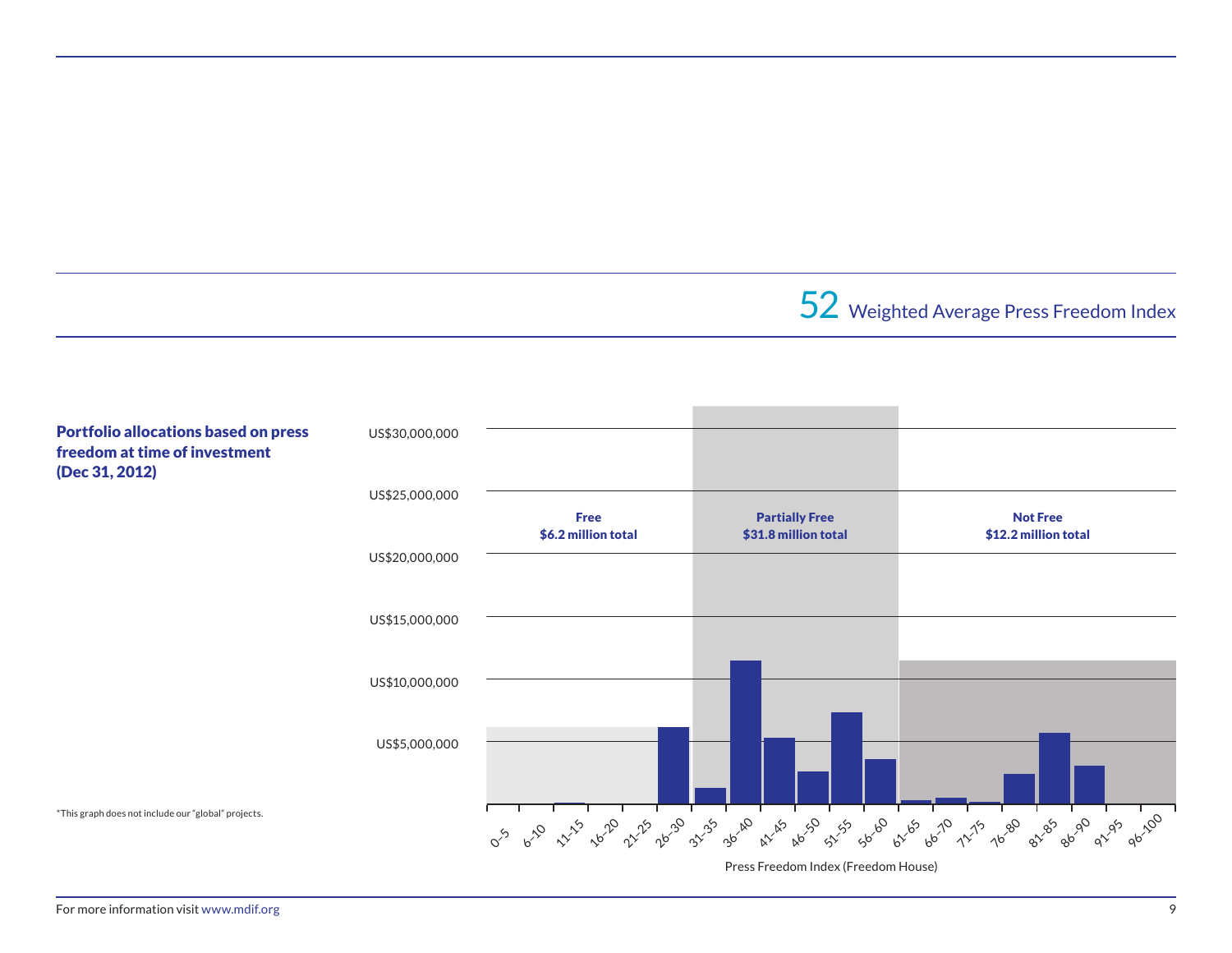52 Weighted Average Press Freedom Index

**Portfolio allocations based on press freedom at time of investment (Dec 31, 2012)**

**Free**
**$6.2 million total**

**Partially Free**
**$31.8 million total**

**Not Free**
**$12.2 million total**

US$30,000,000
US$25,000,000
US$20,000,000
US$15,000,000
US$10,000,000
US$5,000,000

0–5 6–10 11–15 16–20 21–25 26–30 31–35 36–40 41–45 46–50 51–55 56–60 61–65 66–70 71–75 76–80 81–85 86–90 91–95 96–100

Press Freedom Index (Freedom House)

*This graph does not include our "global" projects.

For more information visit www.mdif.org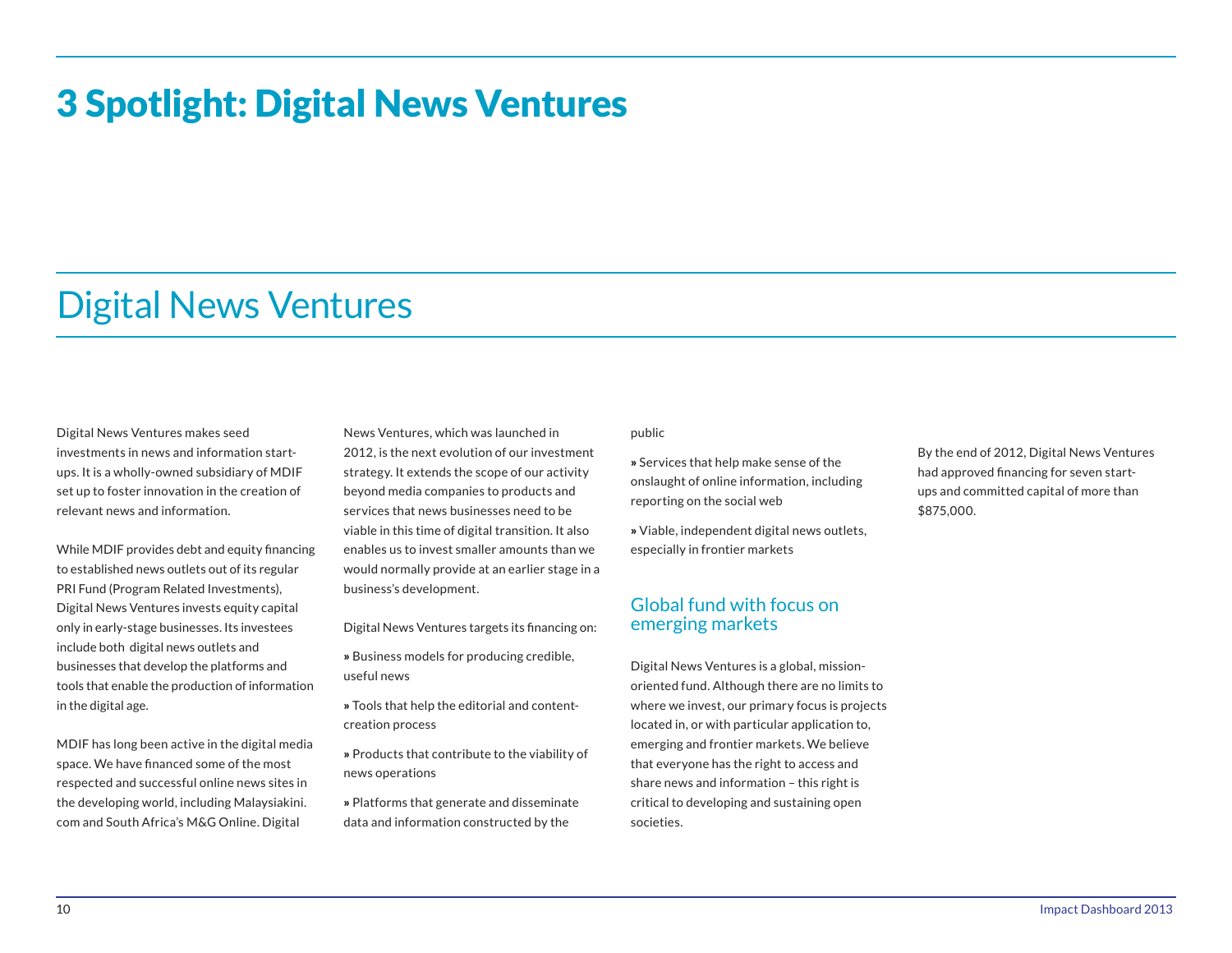# 3 Spotlight: Digital News Ventures

## Digital News Ventures

Digital News Ventures makes seed investments in news and information start-ups. It is a wholly-owned subsidiary of MDIF set up to foster innovation in the creation of relevant news and information.

While MDIF provides debt and equity financing to established news outlets out of its regular PRI Fund (Program Related Investments), Digital News Ventures invests equity capital only in early-stage businesses. Its investees include both digital news outlets and businesses that develop the platforms and tools that enable the production of information in the digital age.

MDIF has long been active in the digital media space. We have financed some of the most respected and successful online news sites in the developing world, including Malaysiakini.com and South Africa's M&G Online. Digital News Ventures, which was launched in 2012, is the next evolution of our investment strategy. It extends the scope of our activity beyond media companies to products and services that news businesses need to be viable in this time of digital transition. It also enables us to invest smaller amounts than we would normally provide at an earlier stage in a business's development.

Digital News Ventures targets its financing on:

» Business models for producing credible, useful news

» Tools that help the editorial and content-creation process

» Products that contribute to the viability of news operations

» Platforms that generate and disseminate data and information constructed by the public

» Services that help make sense of the onslaught of online information, including reporting on the social web

» Viable, independent digital news outlets, especially in frontier markets

### Global fund with focus on emerging markets

Digital News Ventures is a global, mission-oriented fund. Although there are no limits to where we invest, our primary focus is projects located in, or with particular application to, emerging and frontier markets. We believe that everyone has the right to access and share news and information – this right is critical to developing and sustaining open societies.

By the end of 2012, Digital News Ventures had approved financing for seven start-ups and committed capital of more than $875,000.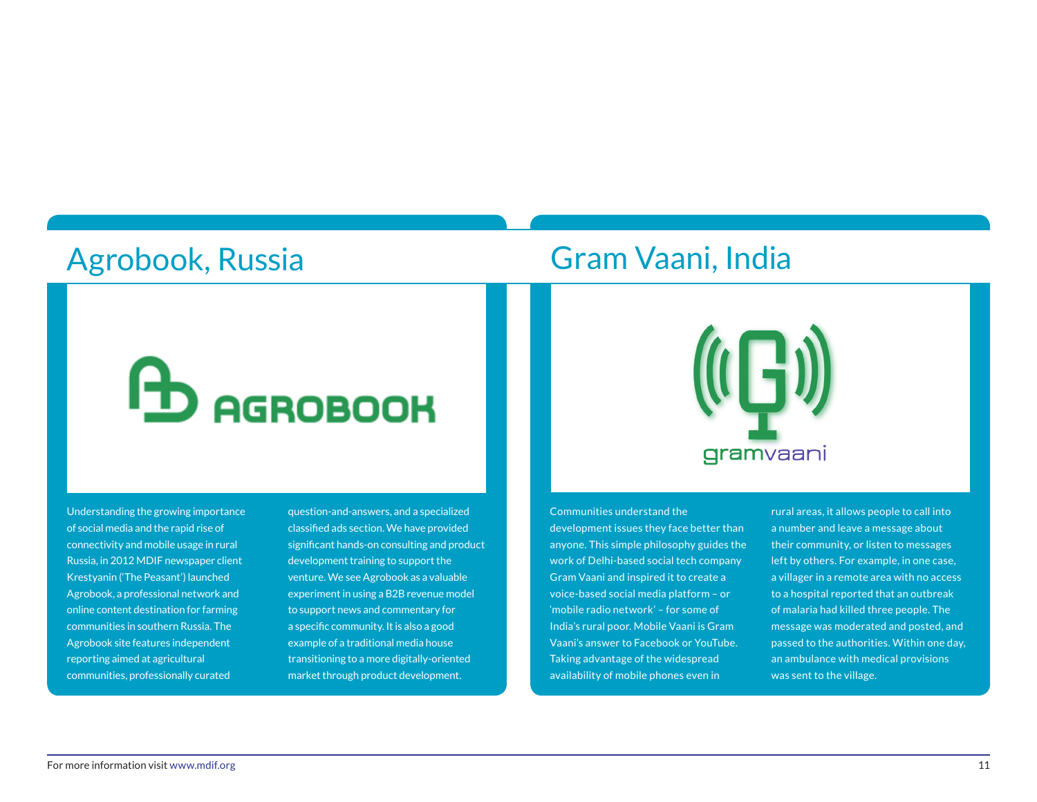## Agrobook, Russia

Understanding the growing importance of social media and the rapid rise of connectivity and mobile usage in rural Russia, in 2012 MDIF newspaper client Krestyanin ('The Peasant') launched Agrobook, a professional network and online content destination for farming communities in southern Russia. The Agrobook site features independent reporting aimed at agricultural communities, professionally curated question-and-answers, and a specialized classified ads section. We have provided significant hands-on consulting and product development training to support the venture. We see Agrobook as a valuable experiment in using a B2B revenue model to support news and commentary for a specific community. It is also a good example of a traditional media house transitioning to a more digitally-oriented market through product development.

## Gram Vaani, India

Communities understand the development issues they face better than anyone. This simple philosophy guides the work of Delhi-based social tech company Gram Vaani and inspired it to create a voice-based social media platform – or 'mobile radio network' – for some of India's rural poor. Mobile Vaani is Gram Vaani's answer to Facebook or YouTube. Taking advantage of the widespread availability of mobile phones even in rural areas, it allows people to call into a number and leave a message about their community, or listen to messages left by others. For example, in one case, a villager in a remote area with no access to a hospital reported that an outbreak of malaria had killed three people. The message was moderated and posted, and passed to the authorities. Within one day, an ambulance with medical provisions was sent to the village.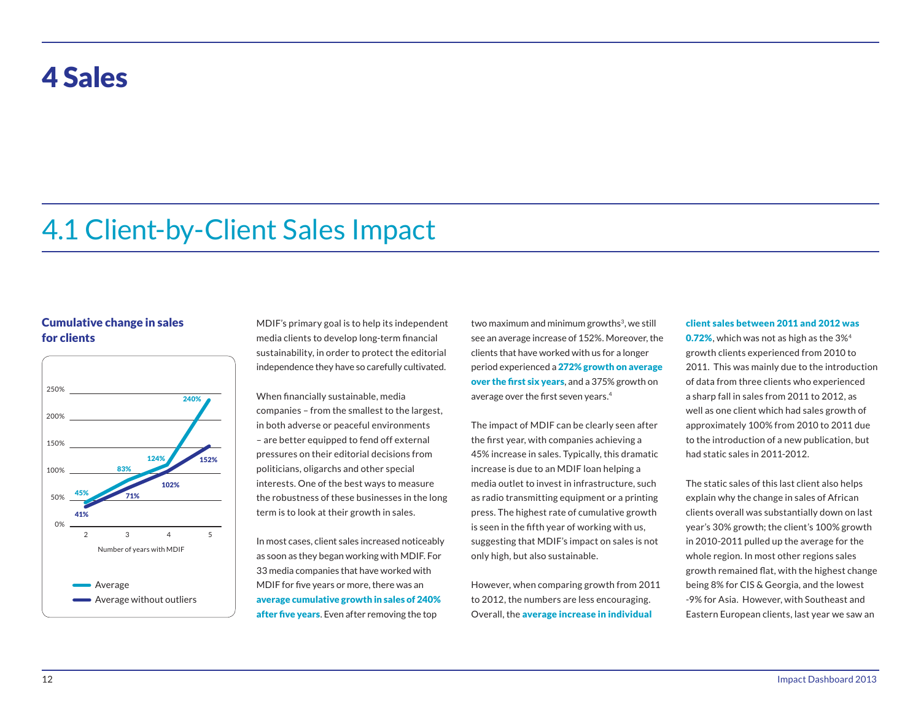# 4 Sales

## 4.1 Client-by-Client Sales Impact

### Cumulative change in sales for clients

| Number of years with MDIF | 2 | 3 | 4 | 5 |
|---|---|---|---|---|
| Average | 45% | 83% | 124% | 240% |
| Average without outliers | 41% | 71% | 102% | 152% |

MDIF's primary goal is to help its independent media clients to develop long-term financial sustainability, in order to protect the editorial independence they have so carefully cultivated.

When financially sustainable, media companies – from the smallest to the largest, in both adverse or peaceful environments – are better equipped to fend off external pressures on their editorial decisions from politicians, oligarchs and other special interests. One of the best ways to measure the robustness of these businesses in the long term is to look at their growth in sales.

In most cases, client sales increased noticeably as soon as they began working with MDIF. For 33 media companies that have worked with MDIF for five years or more, there was an **average cumulative growth in sales of 240% after five years**. Even after removing the top two maximum and minimum growths[3], we still see an average increase of 152%. Moreover, the clients that have worked with us for a longer period experienced a **272% growth on average over the first six years**, and a 375% growth on average over the first seven years.[4]

The impact of MDIF can be clearly seen after the first year, with companies achieving a 45% increase in sales. Typically, this dramatic increase is due to an MDIF loan helping a media outlet to invest in infrastructure, such as radio transmitting equipment or a printing press. The highest rate of cumulative growth is seen in the fifth year of working with us, suggesting that MDIF's impact on sales is not only high, but also sustainable.

However, when comparing growth from 2011 to 2012, the numbers are less encouraging. Overall, the **average increase in individual client sales between 2011 and 2012 was 0.72%**, which was not as high as the 3%[4] growth clients experienced from 2010 to 2011. This was mainly due to the introduction of data from three clients who experienced a sharp fall in sales from 2011 to 2012, as well as one client which had sales growth of approximately 100% from 2010 to 2011 due to the introduction of a new publication, but had static sales in 2011-2012.

The static sales of this last client also helps explain why the change in sales of African clients overall was substantially down on last year's 30% growth; the client's 100% growth in 2010-2011 pulled up the average for the whole region. In most other regions sales growth remained flat, with the highest change being 8% for CIS & Georgia, and the lowest -9% for Asia. However, with Southeast and Eastern European clients, last year we saw an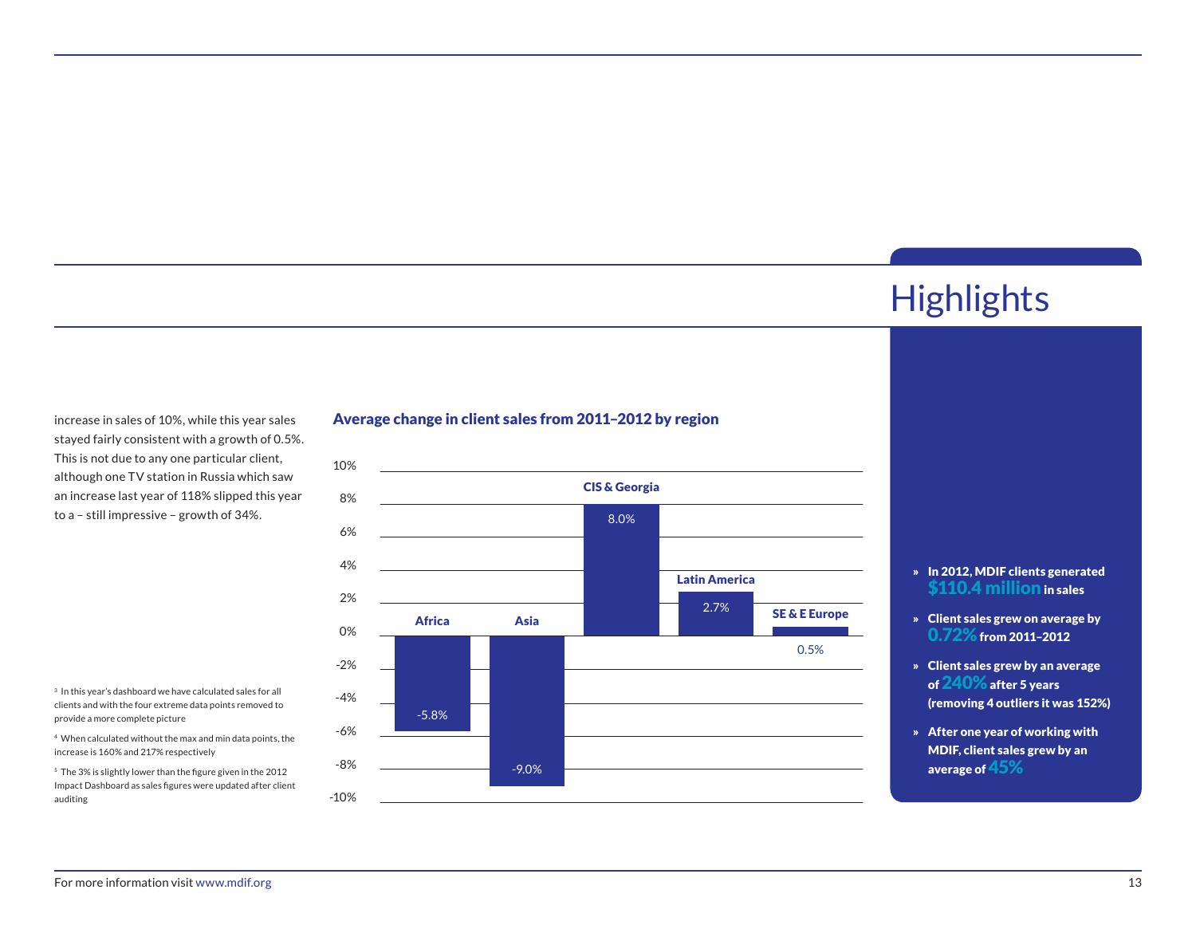increase in sales of 10%, while this year sales stayed fairly consistent with a growth of 0.5%. This is not due to any one particular client, although one TV station in Russia which saw an increase last year of 118% slipped this year to a – still impressive – growth of 34%.

[3] In this year's dashboard we have calculated sales for all clients and with the four extreme data points removed to provide a more complete picture

[4] When calculated without the max and min data points, the increase is 160% and 217% respectively

[5] The 3% is slightly lower than the figure given in the 2012 Impact Dashboard as sales figures were updated after client auditing

**Average change in client sales from 2011–2012 by region**

| Region | Average change |
|---|---|
| Africa | -5.8% |
| Asia | -9.0% |
| CIS & Georgia | 8.0% |
| Latin America | 2.7% |
| SE & E Europe | 0.5% |

# Highlights

- **In 2012, MDIF clients generated $110.4 million in sales**
- **Client sales grew on average by 0.72% from 2011–2012**
- **Client sales grew by an average of 240% after 5 years (removing 4 outliers it was 152%)**
- **After one year of working with MDIF, client sales grew by an average of 45%**

For more information visit www.mdif.org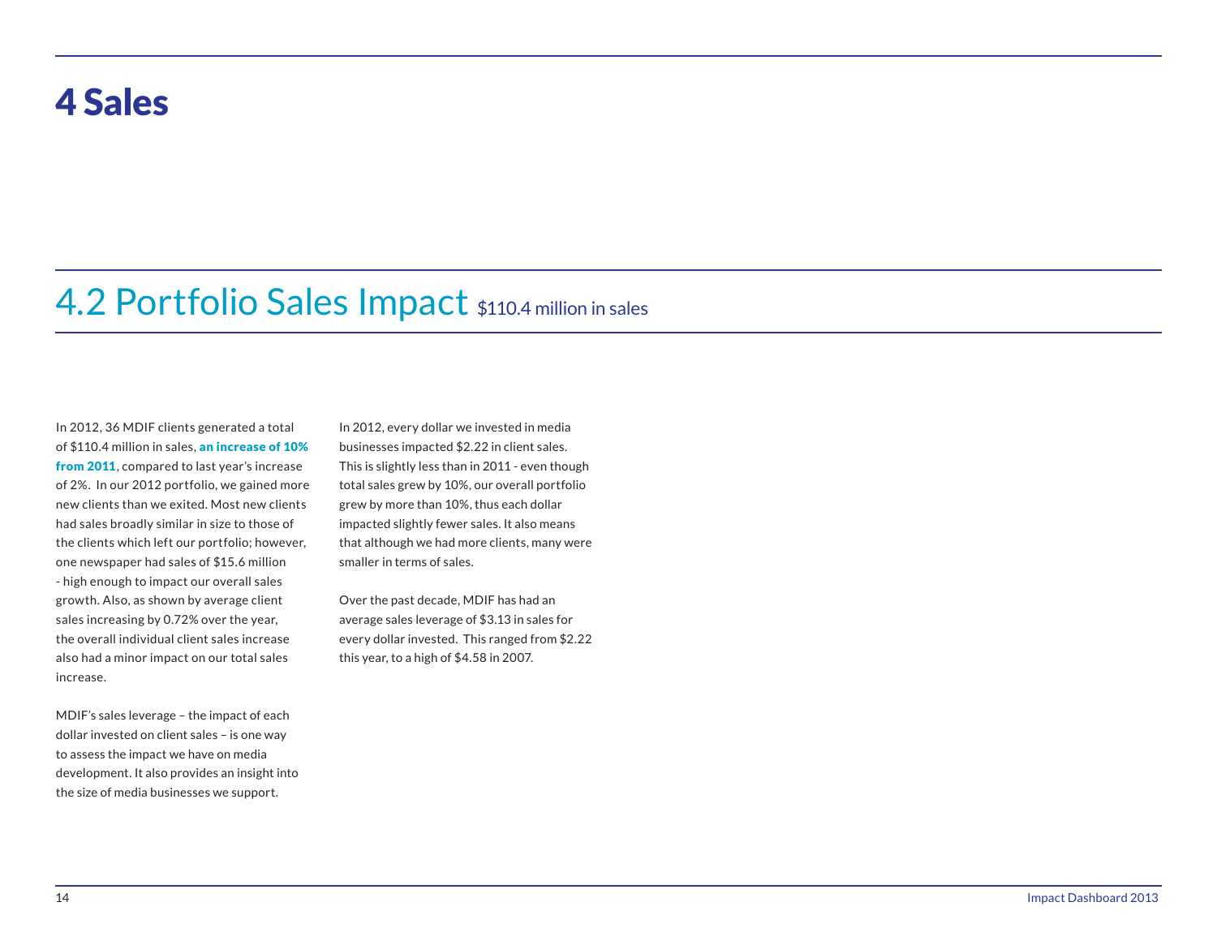# 4 Sales

## 4.2 Portfolio Sales Impact $110.4 million in sales

In 2012, 36 MDIF clients generated a total of $110.4 million in sales, **an increase of 10% from 2011**, compared to last year's increase of 2%. In our 2012 portfolio, we gained more new clients than we exited. Most new clients had sales broadly similar in size to those of the clients which left our portfolio; however, one newspaper had sales of $15.6 million - high enough to impact our overall sales growth. Also, as shown by average client sales increasing by 0.72% over the year, the overall individual client sales increase also had a minor impact on our total sales increase.

MDIF's sales leverage – the impact of each dollar invested on client sales – is one way to assess the impact we have on media development. It also provides an insight into the size of media businesses we support.

In 2012, every dollar we invested in media businesses impacted $2.22 in client sales. This is slightly less than in 2011 - even though total sales grew by 10%, our overall portfolio grew by more than 10%, thus each dollar impacted slightly fewer sales. It also means that although we had more clients, many were smaller in terms of sales.

Over the past decade, MDIF has had an average sales leverage of $3.13 in sales for every dollar invested. This ranged from $2.22 this year, to a high of $4.58 in 2007.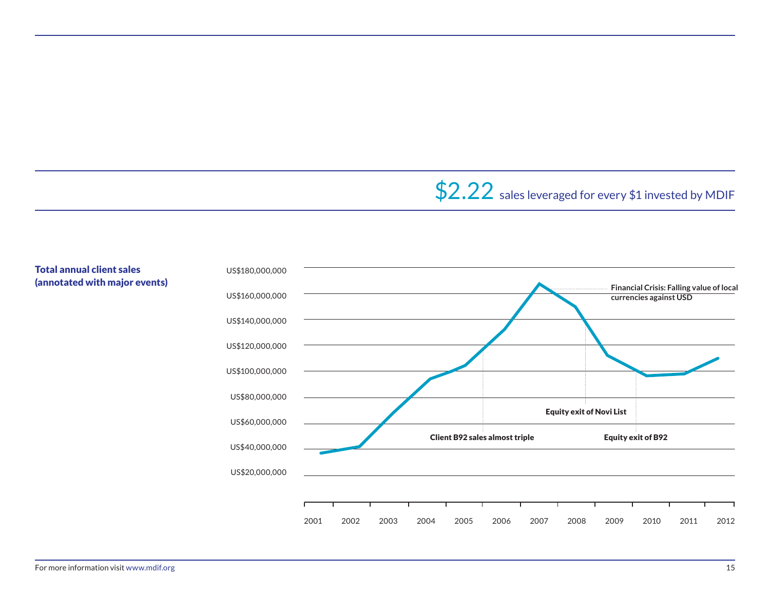$2.22 sales leveraged for every $1 invested by MDIF

**Total annual client sales (annotated with major events)**

US$180,000,000
US$160,000,000
US$140,000,000
US$120,000,000
US$100,000,000
US$80,000,000
US$60,000,000
US$40,000,000
US$20,000,000

2001 2002 2003 2004 2005 2006 2007 2008 2009 2010 2011 2012

**Financial Crisis: Falling value of local currencies against USD**

**Equity exit of Novi List**

**Client B92 sales almost triple**

**Equity exit of B92**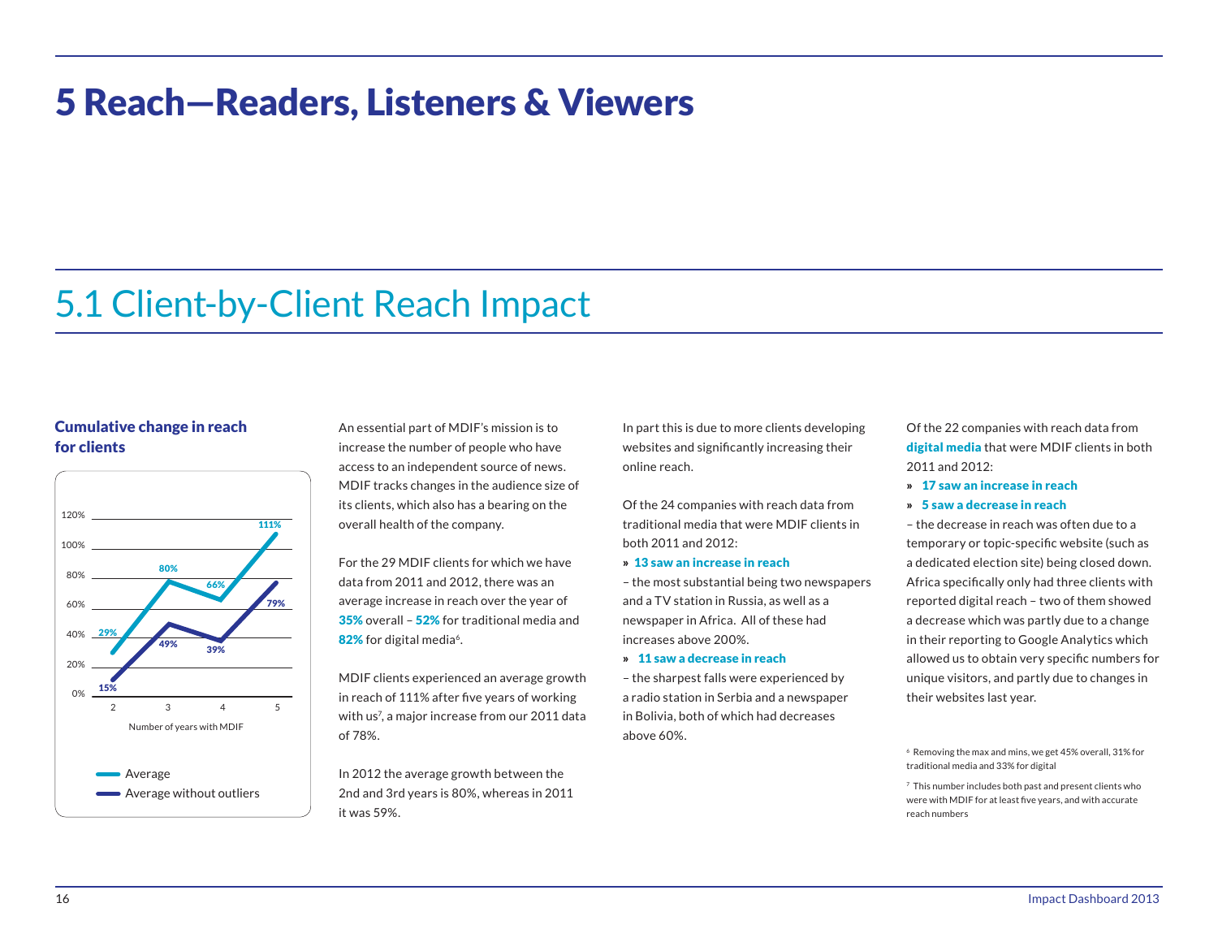# 5 Reach—Readers, Listeners & Viewers

## 5.1 Client-by-Client Reach Impact

### Cumulative change in reach for clients

| Number of years with MDIF | 2 | 3 | 4 | 5 |
|---|---|---|---|---|
| Average | 29% | 80% | 66% | 111% |
| Average without outliers | 15% | 49% | 39% | 79% |

An essential part of MDIF's mission is to increase the number of people who have access to an independent source of news. MDIF tracks changes in the audience size of its clients, which also has a bearing on the overall health of the company.

For the 29 MDIF clients for which we have data from 2011 and 2012, there was an average increase in reach over the year of **35%** overall – **52%** for traditional media and **82%** for digital media[6].

MDIF clients experienced an average growth in reach of 111% after five years of working with us[7], a major increase from our 2011 data of 78%.

In 2012 the average growth between the 2nd and 3rd years is 80%, whereas in 2011 it was 59%.

In part this is due to more clients developing websites and significantly increasing their online reach.

Of the 24 companies with reach data from traditional media that were MDIF clients in both 2011 and 2012:

» **13 saw an increase in reach**

– the most substantial being two newspapers and a TV station in Russia, as well as a newspaper in Africa. All of these had increases above 200%.

» **11 saw a decrease in reach**

– the sharpest falls were experienced by a radio station in Serbia and a newspaper in Bolivia, both of which had decreases above 60%.

Of the 22 companies with reach data from **digital media** that were MDIF clients in both 2011 and 2012:

» **17 saw an increase in reach**

» **5 saw a decrease in reach**

– the decrease in reach was often due to a temporary or topic-specific website (such as a dedicated election site) being closed down. Africa specifically only had three clients with reported digital reach – two of them showed a decrease which was partly due to a change in their reporting to Google Analytics which allowed us to obtain very specific numbers for unique visitors, and partly due to changes in their websites last year.

[6] Removing the max and mins, we get 45% overall, 31% for traditional media and 33% for digital

[7] This number includes both past and present clients who were with MDIF for at least five years, and with accurate reach numbers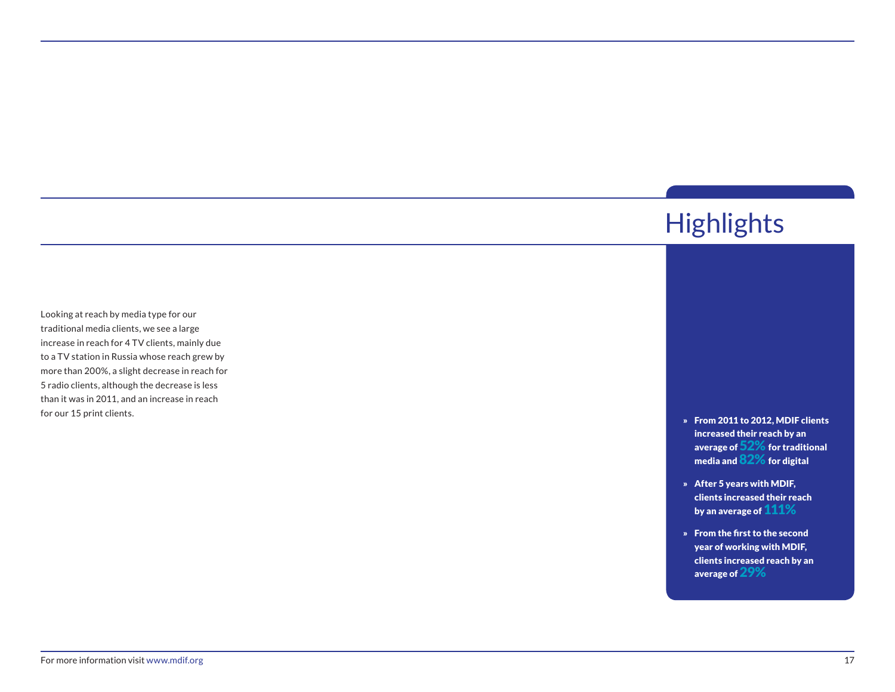Looking at reach by media type for our traditional media clients, we see a large increase in reach for 4 TV clients, mainly due to a TV station in Russia whose reach grew by more than 200%, a slight decrease in reach for 5 radio clients, although the decrease is less than it was in 2011, and an increase in reach for our 15 print clients.

## Highlights

- **From 2011 to 2012, MDIF clients increased their reach by an average of 52% for traditional media and 82% for digital**
- **After 5 years with MDIF, clients increased their reach by an average of 111%**
- **From the first to the second year of working with MDIF, clients increased reach by an average of 29%**

For more information visit www.mdif.org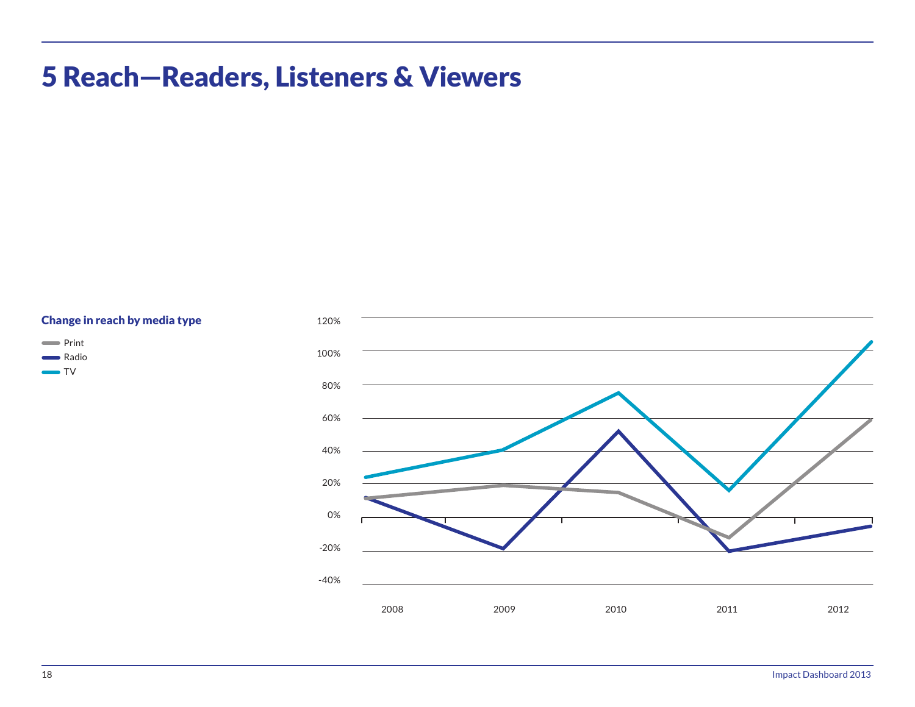# 5 Reach—Readers, Listeners & Viewers

### Change in reach by media type

- Print
- Radio
- TV

120%
100%
80%
60%
40%
20%
0%
-20%
-40%

2008 2009 2010 2011 2012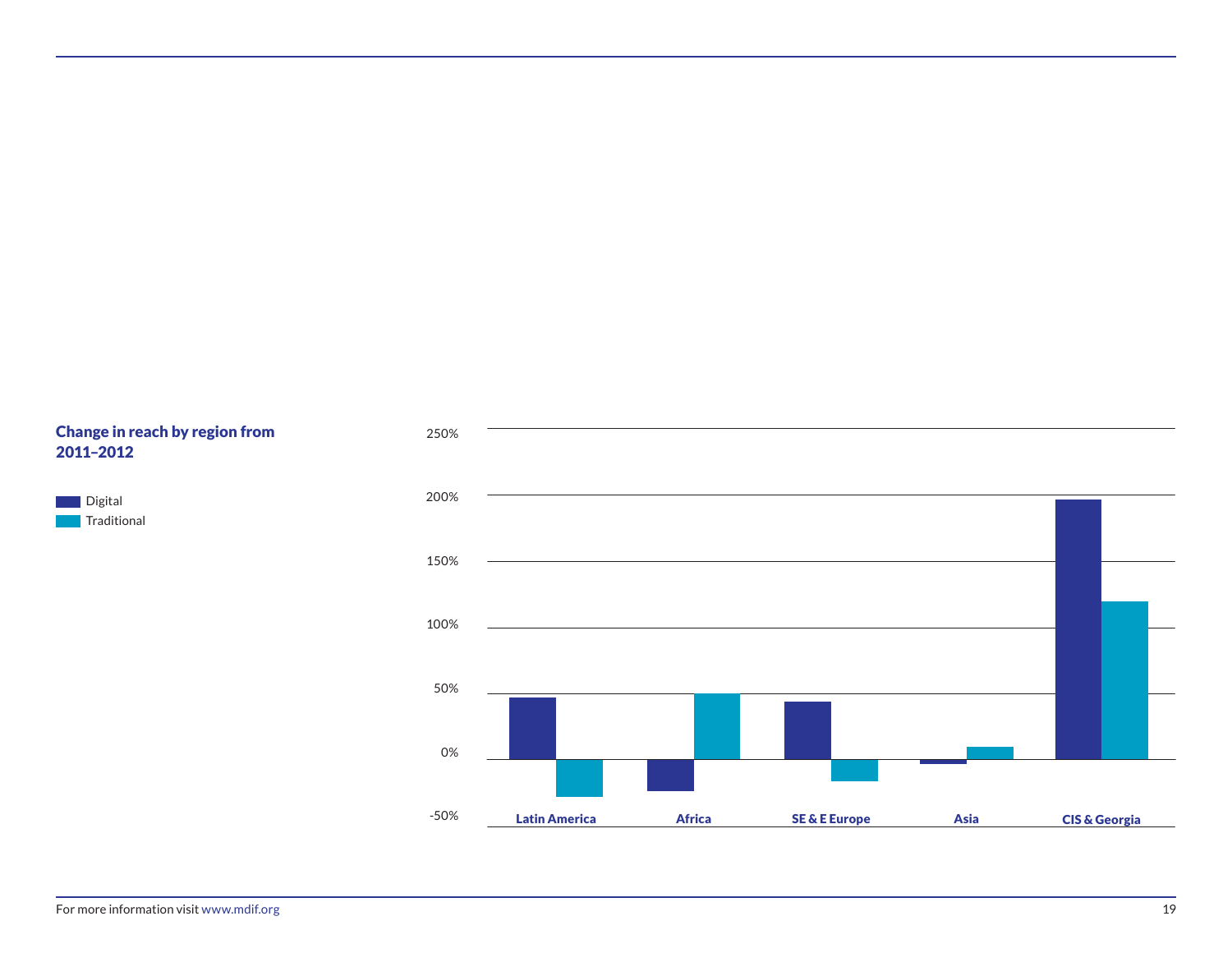## Change in reach by region from 2011–2012

Digital
Traditional

250%
200%
150%
100%
50%
0%
-50%

Latin America | Africa | SE & E Europe | Asia | CIS & Georgia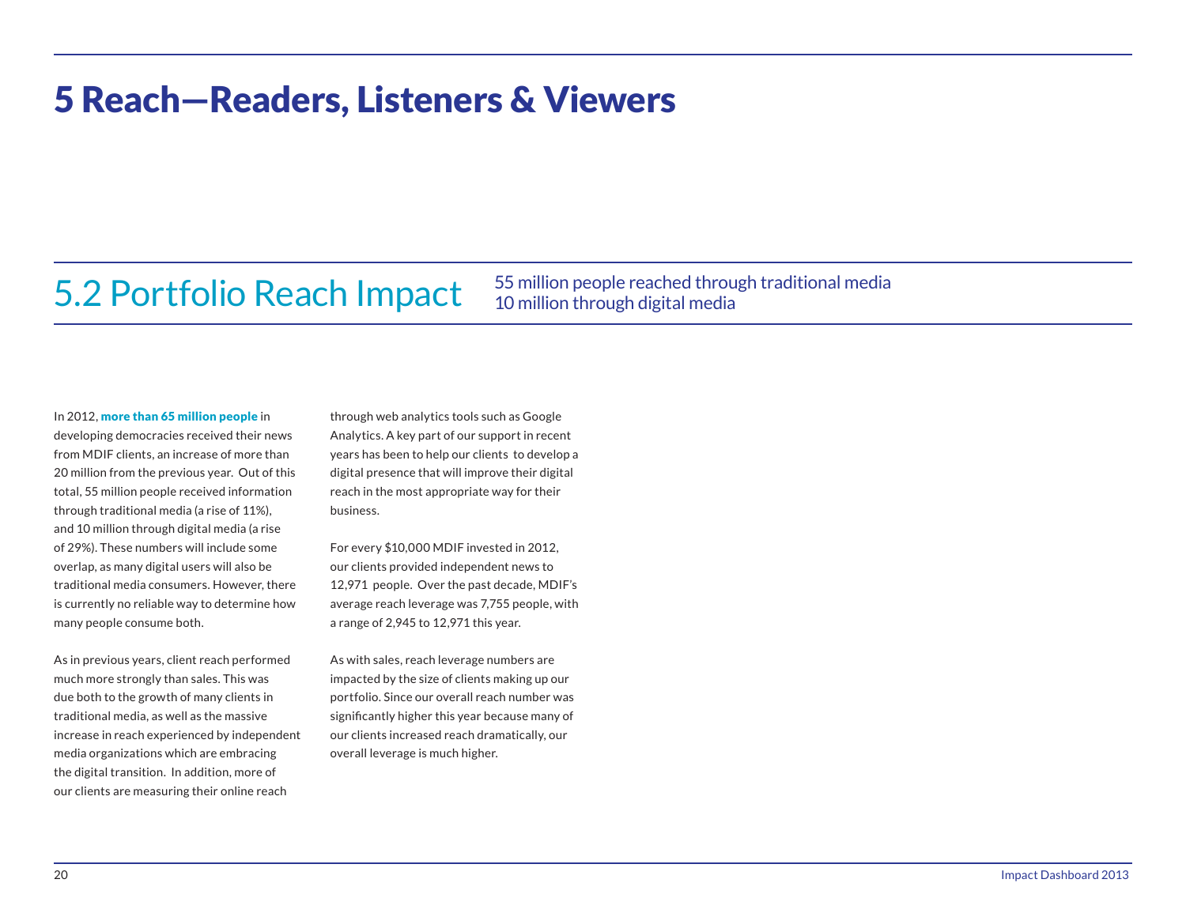# 5 Reach—Readers, Listeners & Viewers

## 5.2 Portfolio Reach Impact

55 million people reached through traditional media
10 million through digital media

In 2012, **more than 65 million people** in developing democracies received their news from MDIF clients, an increase of more than 20 million from the previous year. Out of this total, 55 million people received information through traditional media (a rise of 11%), and 10 million through digital media (a rise of 29%). These numbers will include some overlap, as many digital users will also be traditional media consumers. However, there is currently no reliable way to determine how many people consume both.

As in previous years, client reach performed much more strongly than sales. This was due both to the growth of many clients in traditional media, as well as the massive increase in reach experienced by independent media organizations which are embracing the digital transition. In addition, more of our clients are measuring their online reach through web analytics tools such as Google Analytics. A key part of our support in recent years has been to help our clients to develop a digital presence that will improve their digital reach in the most appropriate way for their business.

For every $10,000 MDIF invested in 2012, our clients provided independent news to 12,971 people. Over the past decade, MDIF's average reach leverage was 7,755 people, with a range of 2,945 to 12,971 this year.

As with sales, reach leverage numbers are impacted by the size of clients making up our portfolio. Since our overall reach number was significantly higher this year because many of our clients increased reach dramatically, our overall leverage is much higher.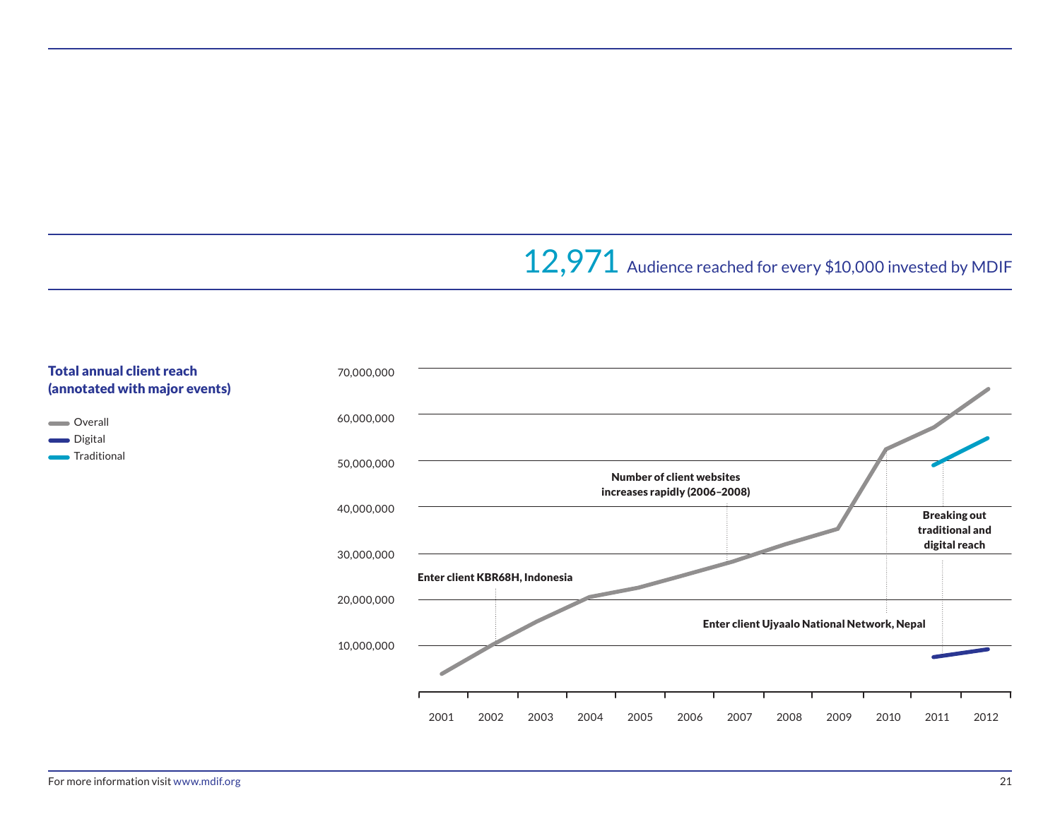**12,971** Audience reached for every $10,000 invested by MDIF

**Total annual client reach (annotated with major events)**

- Overall
- Digital
- Traditional

70,000,000
60,000,000
50,000,000
40,000,000
30,000,000
20,000,000
10,000,000

2001 2002 2003 2004 2005 2006 2007 2008 2009 2010 2011 2012

**Enter client KBR68H, Indonesia**

**Number of client websites increases rapidly (2006–2008)**

**Enter client Ujyaalo National Network, Nepal**

**Breaking out traditional and digital reach**

For more information visit www.mdif.org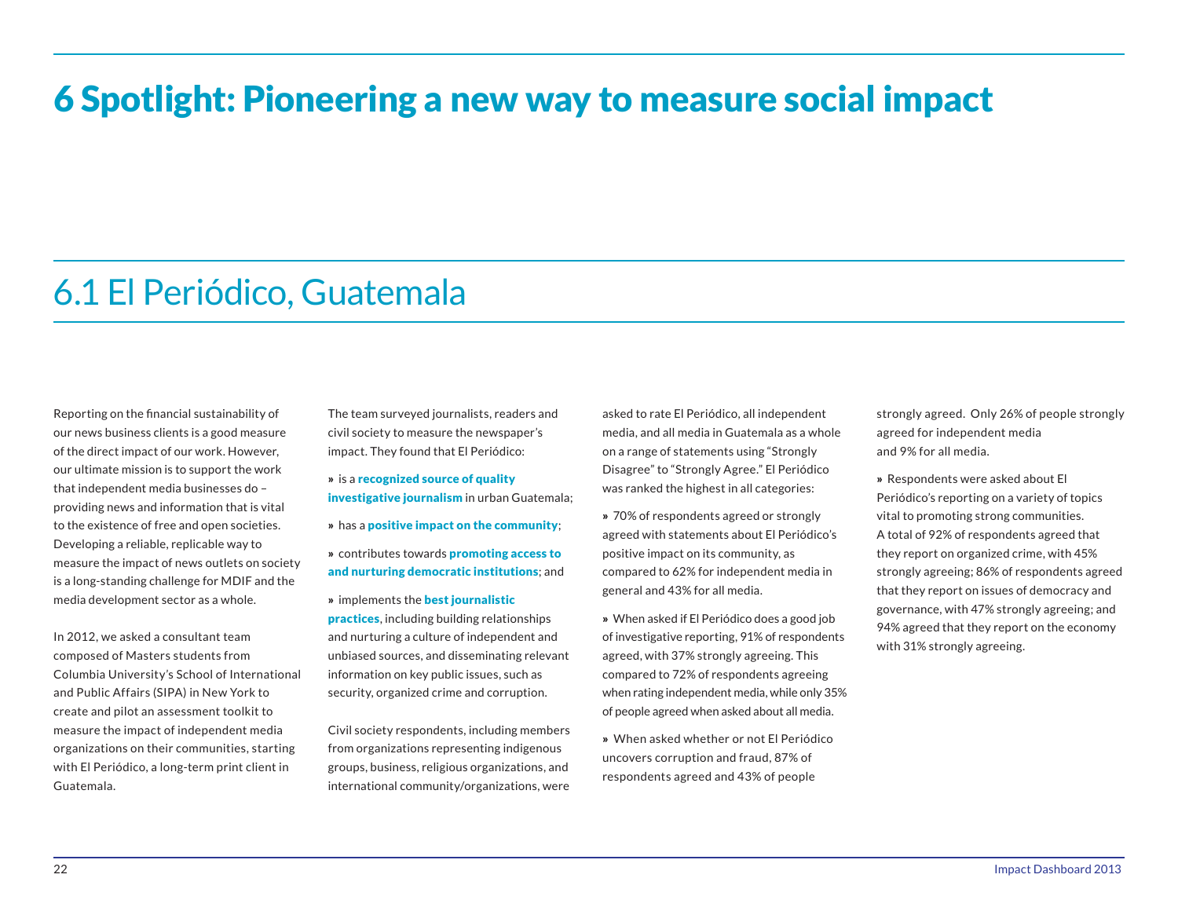# 6 Spotlight: Pioneering a new way to measure social impact

## 6.1 El Periódico, Guatemala

Reporting on the financial sustainability of our news business clients is a good measure of the direct impact of our work. However, our ultimate mission is to support the work that independent media businesses do – providing news and information that is vital to the existence of free and open societies. Developing a reliable, replicable way to measure the impact of news outlets on society is a long-standing challenge for MDIF and the media development sector as a whole.

In 2012, we asked a consultant team composed of Masters students from Columbia University's School of International and Public Affairs (SIPA) in New York to create and pilot an assessment toolkit to measure the impact of independent media organizations on their communities, starting with El Periódico, a long-term print client in Guatemala.

The team surveyed journalists, readers and civil society to measure the newspaper's impact. They found that El Periódico:

» is a **recognized source of quality investigative journalism** in urban Guatemala;

» has a **positive impact on the community**;

» contributes towards **promoting access to and nurturing democratic institutions**; and

» implements the **best journalistic practices**, including building relationships and nurturing a culture of independent and unbiased sources, and disseminating relevant information on key public issues, such as security, organized crime and corruption.

Civil society respondents, including members from organizations representing indigenous groups, business, religious organizations, and international community/organizations, were asked to rate El Periódico, all independent media, and all media in Guatemala as a whole on a range of statements using "Strongly Disagree" to "Strongly Agree." El Periódico was ranked the highest in all categories:

» 70% of respondents agreed or strongly agreed with statements about El Periódico's positive impact on its community, as compared to 62% for independent media in general and 43% for all media.

» When asked if El Periódico does a good job of investigative reporting, 91% of respondents agreed, with 37% strongly agreeing. This compared to 72% of respondents agreeing when rating independent media, while only 35% of people agreed when asked about all media.

» When asked whether or not El Periódico uncovers corruption and fraud, 87% of respondents agreed and 43% of people strongly agreed. Only 26% of people strongly agreed for independent media and 9% for all media.

» Respondents were asked about El Periódico's reporting on a variety of topics vital to promoting strong communities. A total of 92% of respondents agreed that they report on organized crime, with 45% strongly agreeing; 86% of respondents agreed that they report on issues of democracy and governance, with 47% strongly agreeing; and 94% agreed that they report on the economy with 31% strongly agreeing.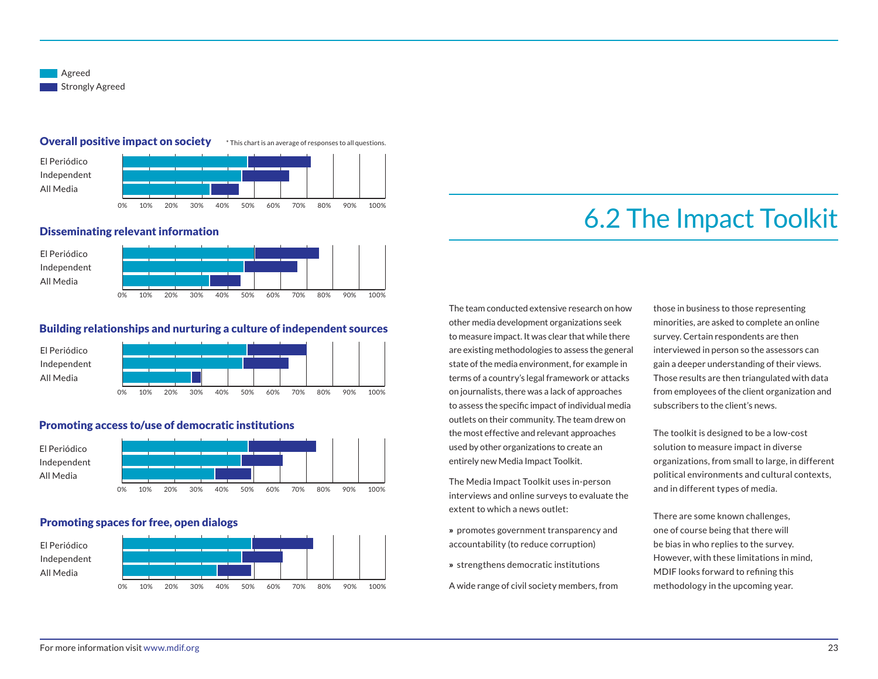Agreed
Strongly Agreed

### Overall positive impact on society

* This chart is an average of responses to all questions.

El Periódico
Independent
All Media

0% 10% 20% 30% 40% 50% 60% 70% 80% 90% 100%

### Disseminating relevant information

El Periódico
Independent
All Media

0% 10% 20% 30% 40% 50% 60% 70% 80% 90% 100%

### Building relationships and nurturing a culture of independent sources

El Periódico
Independent
All Media

0% 10% 20% 30% 40% 50% 60% 70% 80% 90% 100%

### Promoting access to/use of democratic institutions

El Periódico
Independent
All Media

0% 10% 20% 30% 40% 50% 60% 70% 80% 90% 100%

### Promoting spaces for free, open dialogs

El Periódico
Independent
All Media

0% 10% 20% 30% 40% 50% 60% 70% 80% 90% 100%

# 6.2 The Impact Toolkit

The team conducted extensive research on how other media development organizations seek to measure impact. It was clear that while there are existing methodologies to assess the general state of the media environment, for example in terms of a country's legal framework or attacks on journalists, there was a lack of approaches to assess the specific impact of individual media outlets on their community. The team drew on the most effective and relevant approaches used by other organizations to create an entirely new Media Impact Toolkit.

The Media Impact Toolkit uses in-person interviews and online surveys to evaluate the extent to which a news outlet:

» promotes government transparency and accountability (to reduce corruption)

» strengthens democratic institutions

A wide range of civil society members, from those in business to those representing minorities, are asked to complete an online survey. Certain respondents are then interviewed in person so the assessors can gain a deeper understanding of their views. Those results are then triangulated with data from employees of the client organization and subscribers to the client's news.

The toolkit is designed to be a low-cost solution to measure impact in diverse organizations, from small to large, in different political environments and cultural contexts, and in different types of media.

There are some known challenges, one of course being that there will be bias in who replies to the survey. However, with these limitations in mind, MDIF looks forward to refining this methodology in the upcoming year.

For more information visit www.mdif.org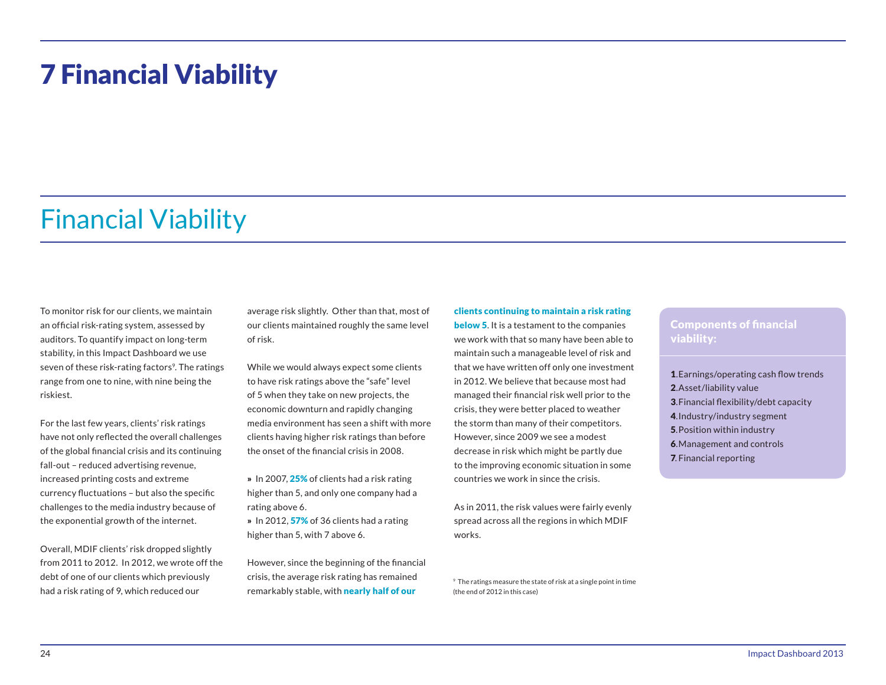# 7 Financial Viability

## Financial Viability

To monitor risk for our clients, we maintain an official risk-rating system, assessed by auditors. To quantify impact on long-term stability, in this Impact Dashboard we use seven of these risk-rating factors[9]. The ratings range from one to nine, with nine being the riskiest.

For the last few years, clients' risk ratings have not only reflected the overall challenges of the global financial crisis and its continuing fall-out – reduced advertising revenue, increased printing costs and extreme currency fluctuations – but also the specific challenges to the media industry because of the exponential growth of the internet.

Overall, MDIF clients' risk dropped slightly from 2011 to 2012. In 2012, we wrote off the debt of one of our clients which previously had a risk rating of 9, which reduced our average risk slightly. Other than that, most of our clients maintained roughly the same level of risk.

While we would always expect some clients to have risk ratings above the "safe" level of 5 when they take on new projects, the economic downturn and rapidly changing media environment has seen a shift with more clients having higher risk ratings than before the onset of the financial crisis in 2008.

» In 2007, **25%** of clients had a risk rating higher than 5, and only one company had a rating above 6.
» In 2012, **57%** of 36 clients had a rating higher than 5, with 7 above 6.

However, since the beginning of the financial crisis, the average risk rating has remained remarkably stable, with **nearly half of our clients continuing to maintain a risk rating below 5**. It is a testament to the companies we work with that so many have been able to maintain such a manageable level of risk and that we have written off only one investment in 2012. We believe that because most had managed their financial risk well prior to the crisis, they were better placed to weather the storm than many of their competitors. However, since 2009 we see a modest decrease in risk which might be partly due to the improving economic situation in some countries we work in since the crisis.

As in 2011, the risk values were fairly evenly spread across all the regions in which MDIF works.

[9] The ratings measure the state of risk at a single point in time (the end of 2012 in this case)

### Components of financial viability:

1. Earnings/operating cash flow trends
2. Asset/liability value
3. Financial flexibility/debt capacity
4. Industry/industry segment
5. Position within industry
6. Management and controls
7. Financial reporting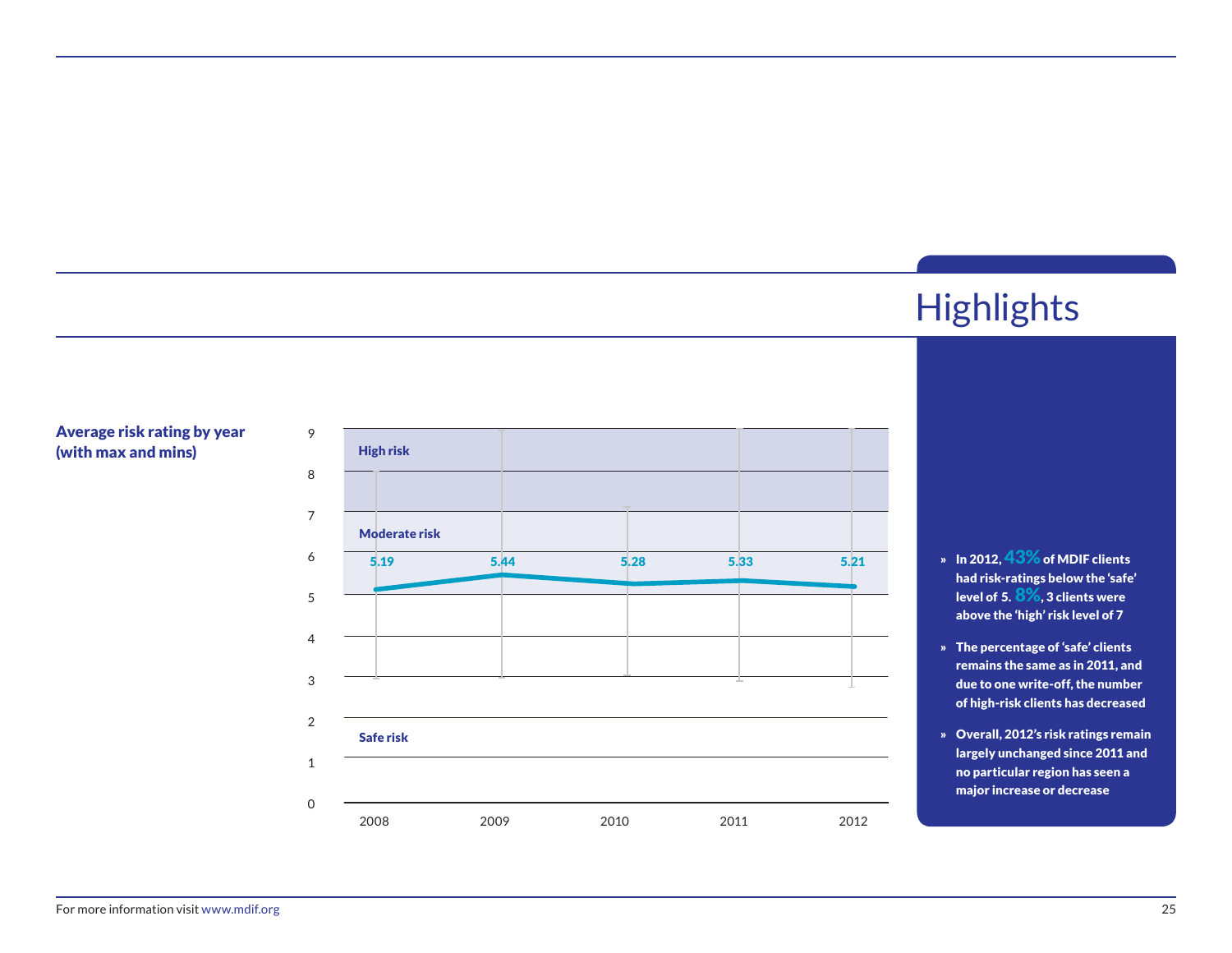## Average risk rating by year (with max and mins)

| Year | Average risk rating |
|---|---|
| 2008 | 5.19 |
| 2009 | 5.44 |
| 2010 | 5.28 |
| 2011 | 5.33 |
| 2012 | 5.21 |

High risk

Moderate risk

Safe risk

# Highlights

- In 2012, **43%** of MDIF clients had risk-ratings below the 'safe' level of 5. **8%**, 3 clients were above the 'high' risk level of 7
- The percentage of 'safe' clients remains the same as in 2011, and due to one write-off, the number of high-risk clients has decreased
- Overall, 2012's risk ratings remain largely unchanged since 2011 and no particular region has seen a major increase or decrease

For more information visit www.mdif.org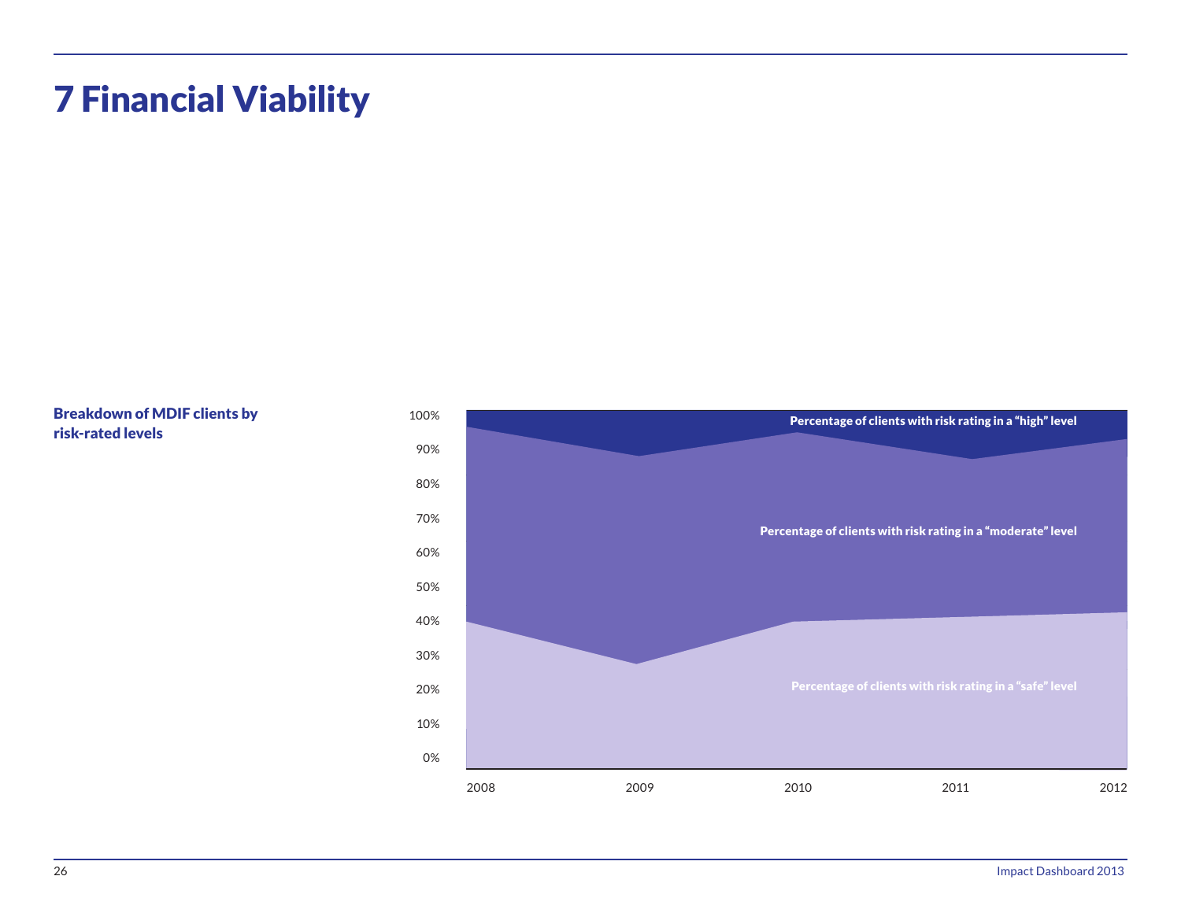# 7 Financial Viability

**Breakdown of MDIF clients by risk-rated levels**

Percentage of clients with risk rating in a "high" level

Percentage of clients with risk rating in a "moderate" level

Percentage of clients with risk rating in a "safe" level

100%
90%
80%
70%
60%
50%
40%
30%
20%
10%
0%

2008 2009 2010 2011 2012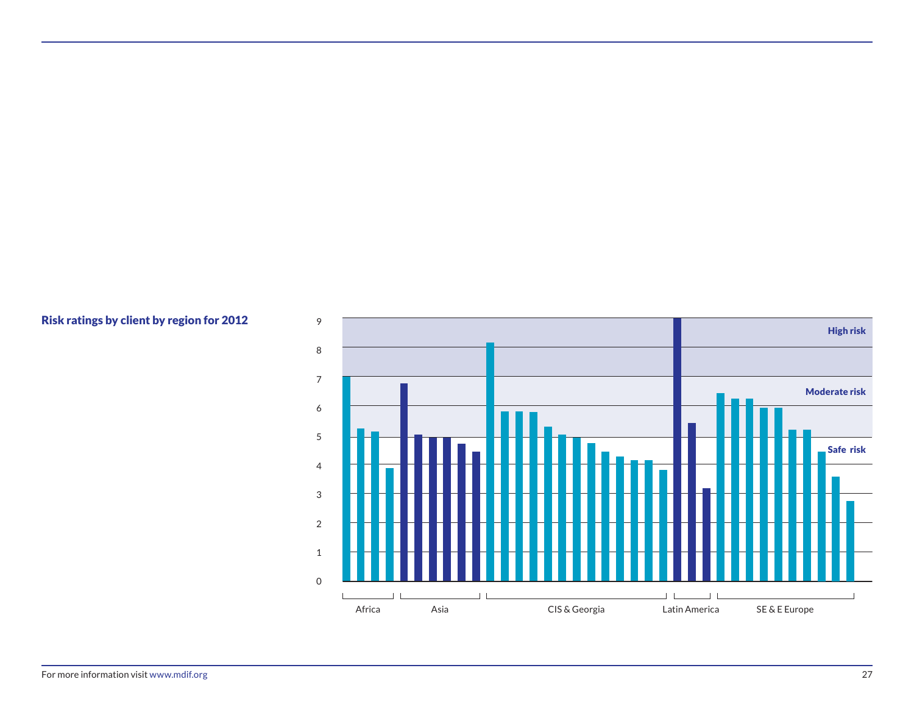**Risk ratings by client by region for 2012**

| Region | Risk ratings |
| --- | --- |
| Africa | 7.1, 5.3, 5.2, 3.9 |
| Asia | 6.9, 5.1, 5.0, 5.0, 4.8, 4.5 |
| CIS & Georgia | 8.3, 5.9, 5.9, 5.9, 5.4, 5.1, 5.0, 4.8, 4.5, 4.3, 4.2, 4.2, 3.9 |
| Latin America | 9.1, 5.5, 3.2 |
| SE & E Europe | 6.5, 6.3, 6.3, 6.0, 6.0, 5.3, 5.3, 4.5, 3.6, 2.8 |

Risk bands: High risk (7–9), Moderate risk (5–7), Safe risk (0–5)

For more information visit www.mdif.org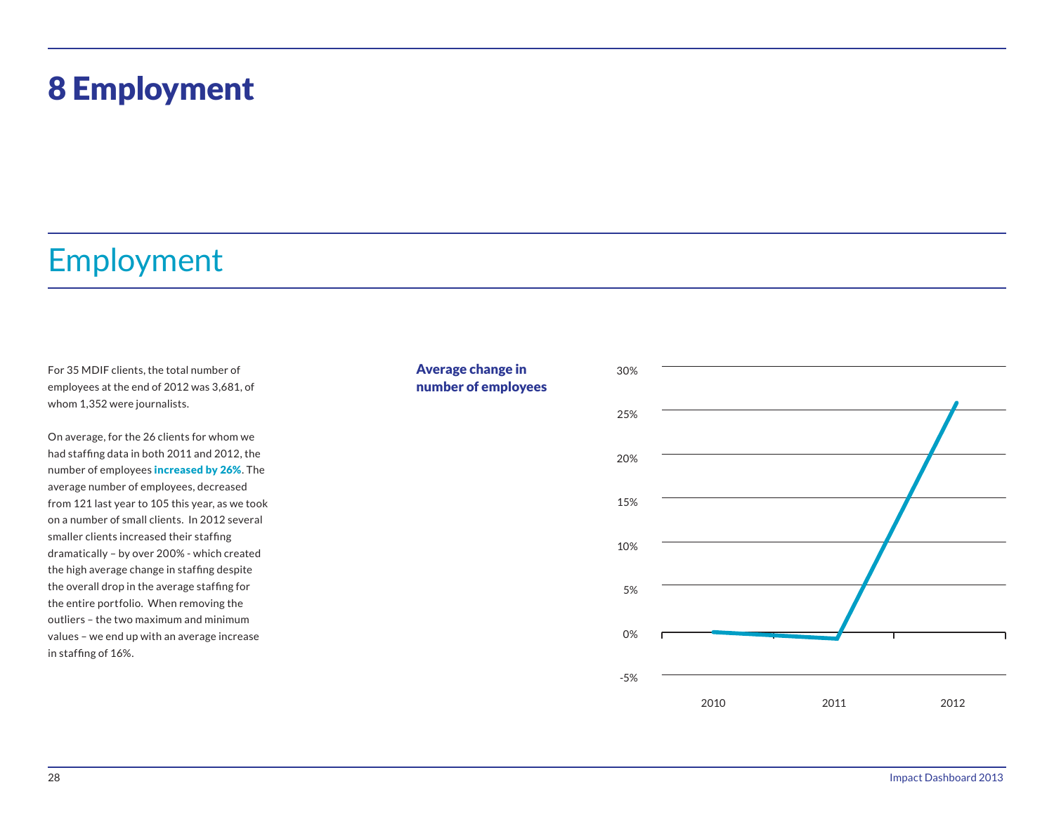# 8 Employment

## Employment

For 35 MDIF clients, the total number of employees at the end of 2012 was 3,681, of whom 1,352 were journalists.

On average, for the 26 clients for whom we had staffing data in both 2011 and 2012, the number of employees **increased by 26%**. The average number of employees, decreased from 121 last year to 105 this year, as we took on a number of small clients. In 2012 several smaller clients increased their staffing dramatically – by over 200% - which created the high average change in staffing despite the overall drop in the average staffing for the entire portfolio. When removing the outliers – the two maximum and minimum values – we end up with an average increase in staffing of 16%.

**Average change in number of employees**

30%
25%
20%
15%
10%
5%
0%
-5%

2010 2011 2012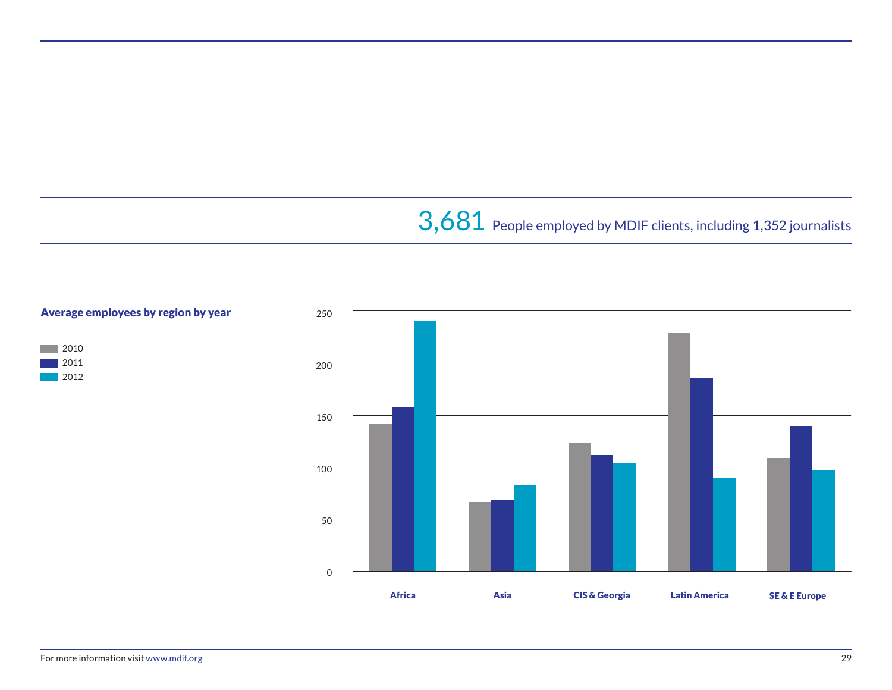3,681 People employed by MDIF clients, including 1,352 journalists

**Average employees by region by year**

- 2010
- 2011
- 2012

250
200
150
100
50
0

Africa | Asia | CIS & Georgia | Latin America | SE & E Europe

For more information visit www.mdif.org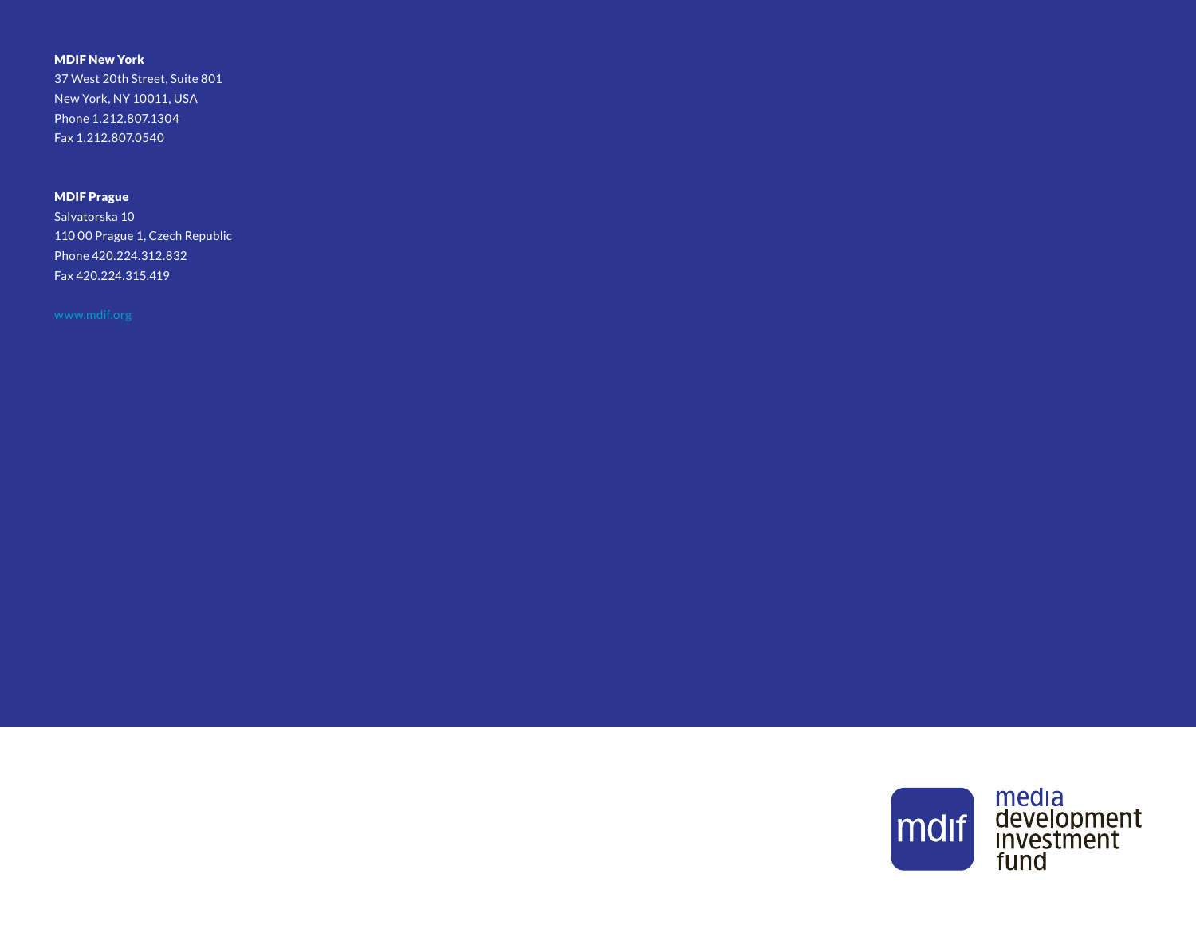**MDIF New York**
37 West 20th Street, Suite 801
New York, NY 10011, USA
Phone 1.212.807.1304
Fax 1.212.807.0540

**MDIF Prague**
Salvatorska 10
110 00 Prague 1, Czech Republic
Phone 420.224.312.832
Fax 420.224.315.419

www.mdif.org

mdif
media
development
investment
fund